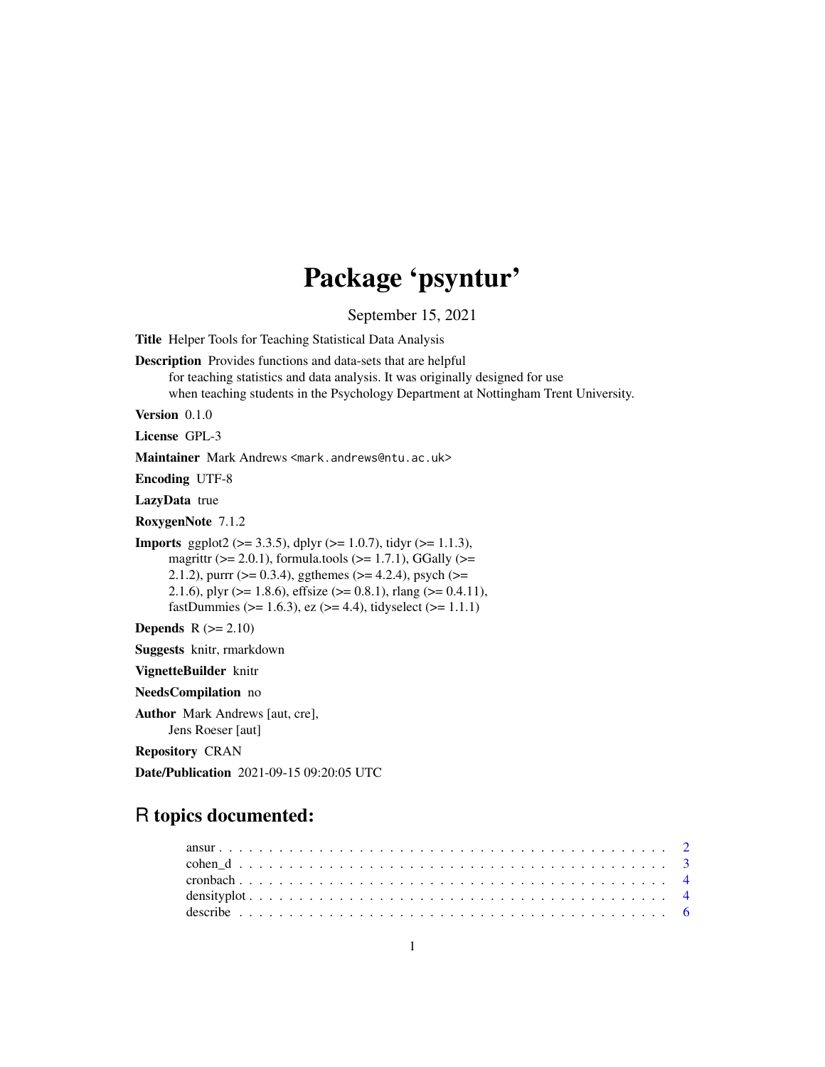# Package 'psyntur'

September 15, 2021

**Title** Helper Tools for Teaching Statistical Data Analysis

**Description** Provides functions and data-sets that are helpful for teaching statistics and data analysis. It was originally designed for use when teaching students in the Psychology Department at Nottingham Trent University.

**Version** 0.1.0

**License** GPL-3

**Maintainer** Mark Andrews <mark.andrews@ntu.ac.uk>

**Encoding** UTF-8

**LazyData** true

**RoxygenNote** 7.1.2

**Imports** ggplot2 (>= 3.3.5), dplyr (>= 1.0.7), tidyr (>= 1.1.3), magrittr (>= 2.0.1), formula.tools (>= 1.7.1), GGally (>= 2.1.2), purrr (>= 0.3.4), ggthemes (>= 4.2.4), psych (>= 2.1.6), plyr (>= 1.8.6), effsize (>= 0.8.1), rlang (>= 0.4.11), fastDummies (>= 1.6.3), ez (>= 4.4), tidyselect (>= 1.1.1)

**Depends** R (>= 2.10)

**Suggests** knitr, rmarkdown

**VignetteBuilder** knitr

**NeedsCompilation** no

**Author** Mark Andrews [aut, cre], Jens Roeser [aut]

**Repository** CRAN

**Date/Publication** 2021-09-15 09:20:05 UTC

## R topics documented:

- ansur . . . . . . . . . . 2
- cohen_d . . . . . . . . . . 3
- cronbach . . . . . . . . . . 4
- densityplot . . . . . . . . . . 4
- describe . . . . . . . . . . 6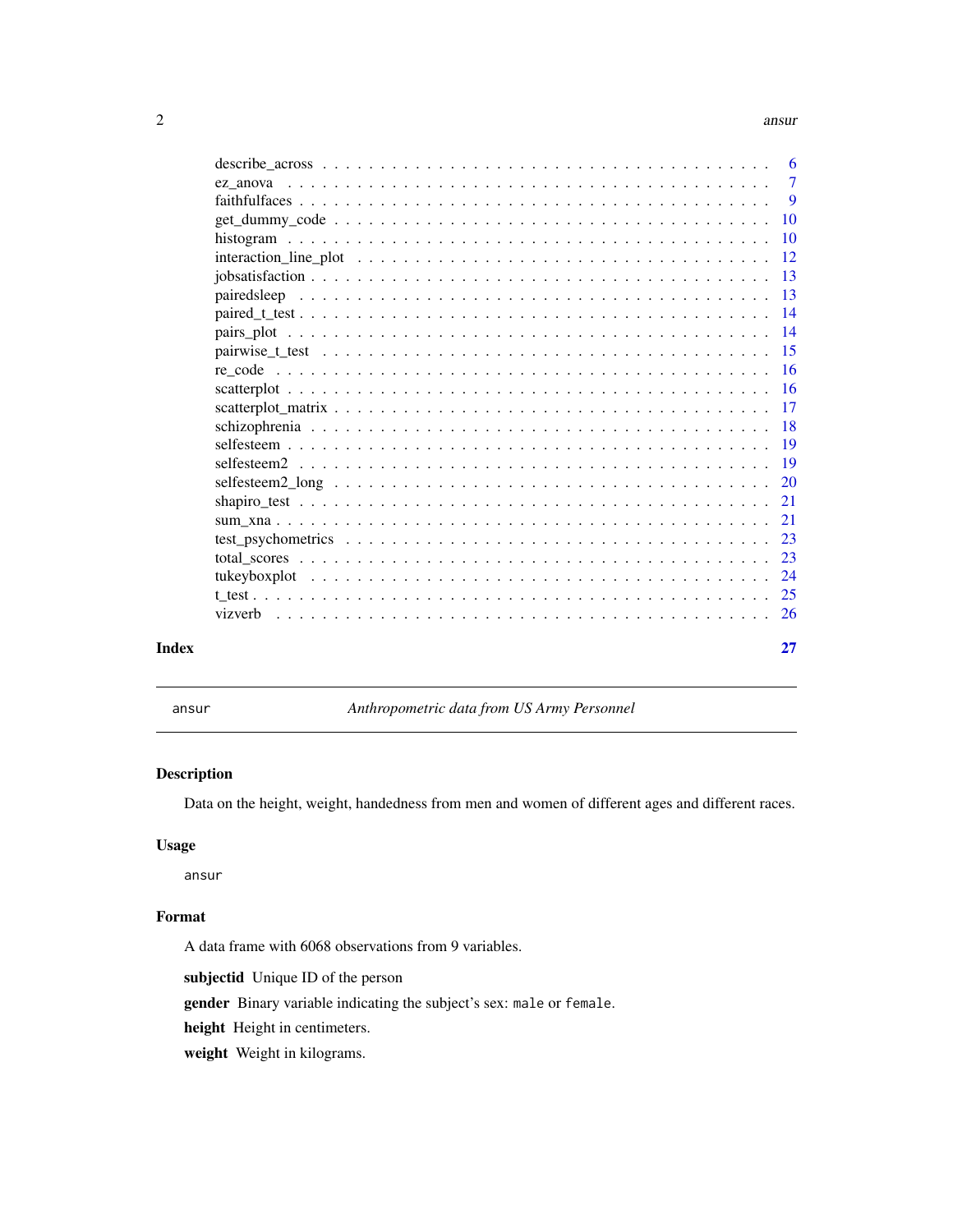| | |
|---|---|
| describe_across | 6 |
| ez_anova | 7 |
| faithfulfaces | 9 |
| get_dummy_code | 10 |
| histogram | 10 |
| interaction_line_plot | 12 |
| jobsatisfaction | 13 |
| pairedsleep | 13 |
| paired_t_test | 14 |
| pairs_plot | 14 |
| pairwise_t_test | 15 |
| re_code | 16 |
| scatterplot | 16 |
| scatterplot_matrix | 17 |
| schizophrenia | 18 |
| selfesteem | 19 |
| selfesteem2 | 19 |
| selfesteem2_long | 20 |
| shapiro_test | 21 |
| sum_xna | 21 |
| test_psychometrics | 23 |
| total_scores | 23 |
| tukeyboxplot | 24 |
| t_test | 25 |
| vizverb | 26 |

**Index** 27

---

`ansur` *Anthropometric data from US Army Personnel*

---

## Description

Data on the height, weight, handedness from men and women of different ages and different races.

## Usage

```
ansur
```

## Format

A data frame with 6068 observations from 9 variables.

**subjectid** Unique ID of the person

**gender** Binary variable indicating the subject's sex: `male` or `female`.

**height** Height in centimeters.

**weight** Weight in kilograms.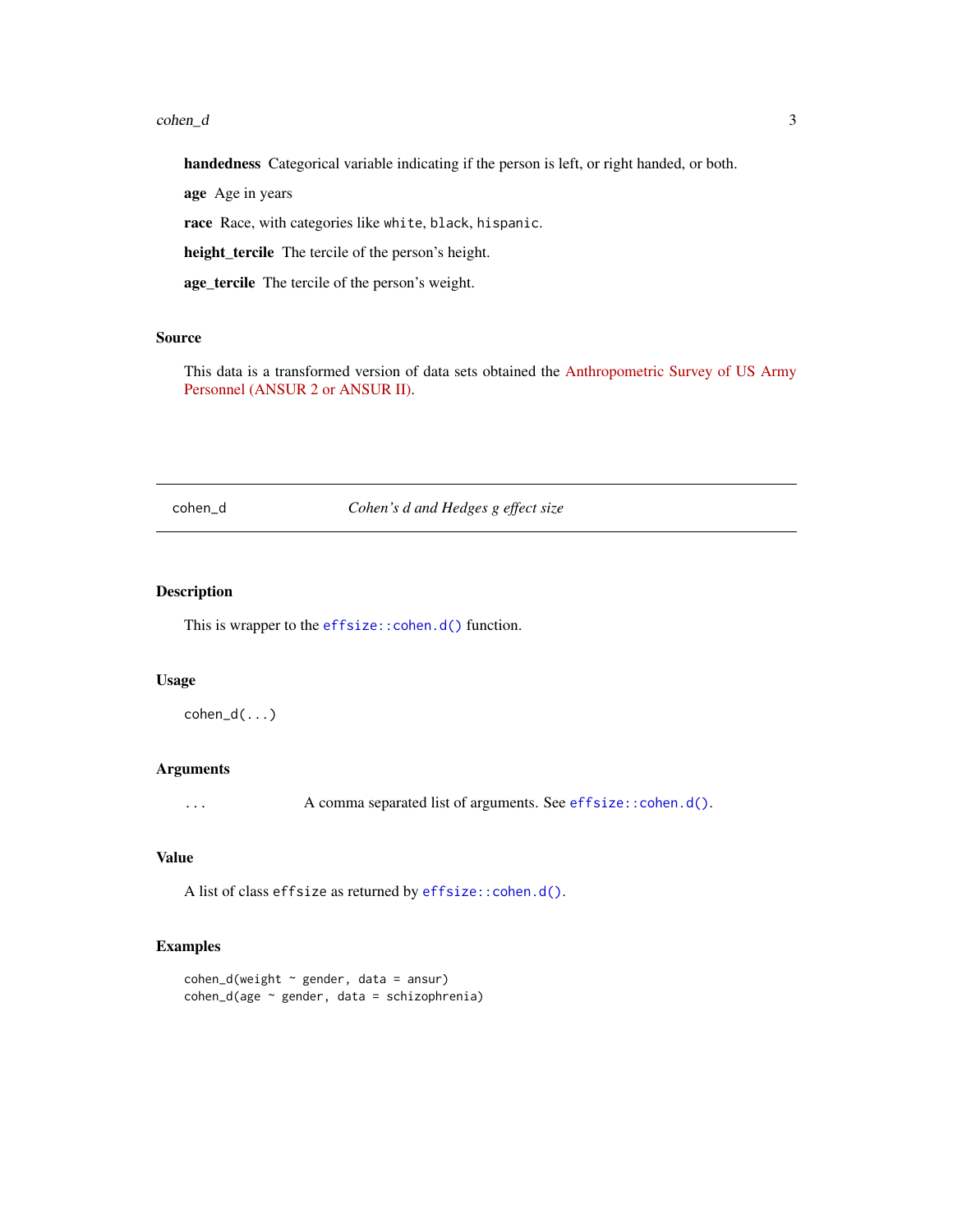**handedness** Categorical variable indicating if the person is left, or right handed, or both.

**age** Age in years

**race** Race, with categories like `white`, `black`, `hispanic`.

**height_tercile** The tercile of the person's height.

**age_tercile** The tercile of the person's weight.

### Source

This data is a transformed version of data sets obtained the Anthropometric Survey of US Army Personnel (ANSUR 2 or ANSUR II).

---

## cohen_d — *Cohen's d and Hedges g effect size*

### Description

This is wrapper to the `effsize::cohen.d()` function.

### Usage

```
cohen_d(...)
```

### Arguments

| | |
|---|---|
| `...` | A comma separated list of arguments. See `effsize::cohen.d()`. |

### Value

A list of class `effsize` as returned by `effsize::cohen.d()`.

### Examples

```
cohen_d(weight ~ gender, data = ansur)
cohen_d(age ~ gender, data = schizophrenia)
```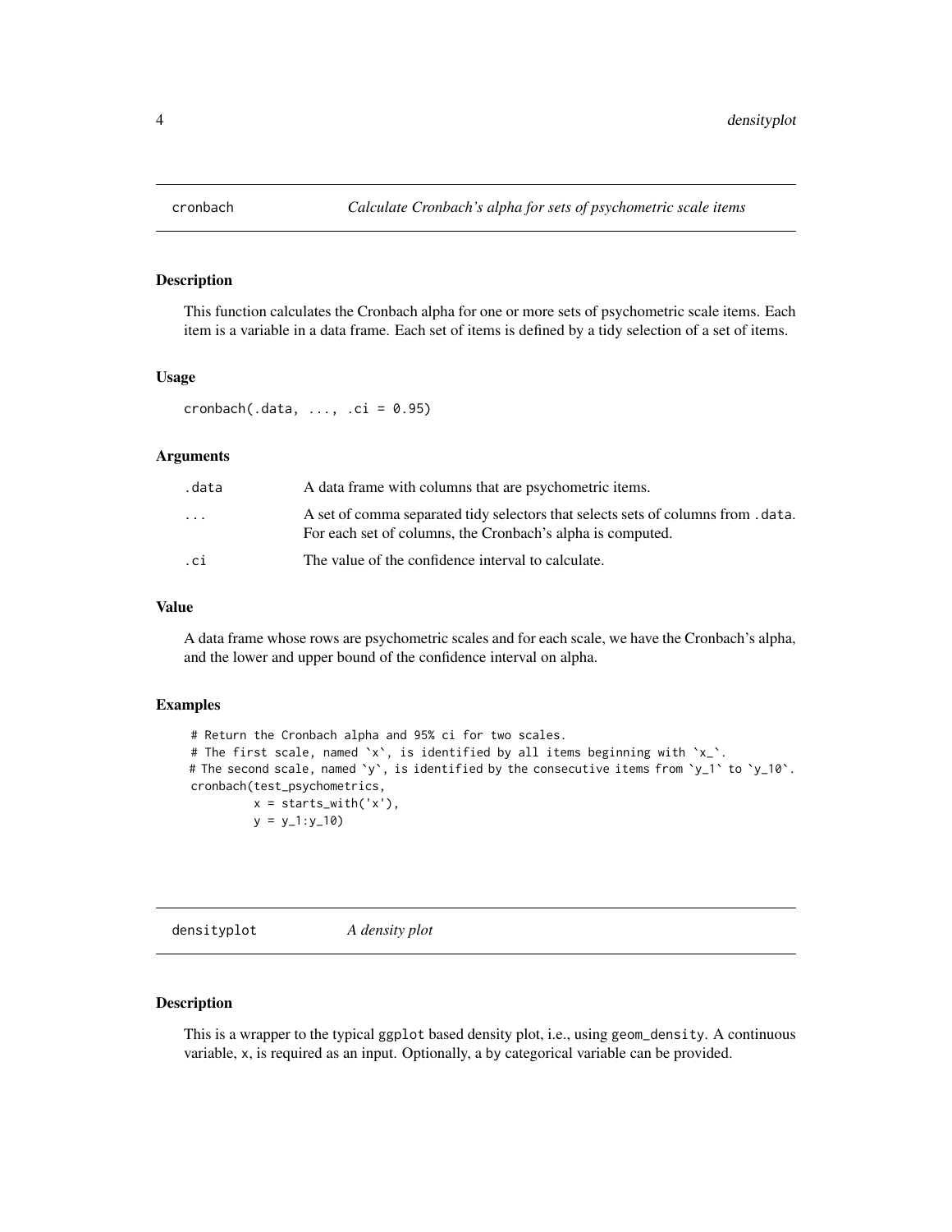## cronbach — *Calculate Cronbach's alpha for sets of psychometric scale items*

### Description

This function calculates the Cronbach alpha for one or more sets of psychometric scale items. Each item is a variable in a data frame. Each set of items is defined by a tidy selection of a set of items.

### Usage

```
cronbach(.data, ..., .ci = 0.95)
```

### Arguments

| | |
|---|---|
| `.data` | A data frame with columns that are psychometric items. |
| `...` | A set of comma separated tidy selectors that selects sets of columns from `.data`. For each set of columns, the Cronbach's alpha is computed. |
| `.ci` | The value of the confidence interval to calculate. |

### Value

A data frame whose rows are psychometric scales and for each scale, we have the Cronbach's alpha, and the lower and upper bound of the confidence interval on alpha.

### Examples

```
# Return the Cronbach alpha and 95% ci for two scales.
# The first scale, named `x`, is identified by all items beginning with `x_`.
# The second scale, named `y`, is identified by the consecutive items from `y_1` to `y_10`.
cronbach(test_psychometrics,
         x = starts_with('x'),
         y = y_1:y_10)
```

## densityplot — *A density plot*

### Description

This is a wrapper to the typical `ggplot` based density plot, i.e., using `geom_density`. A continuous variable, `x`, is required as an input. Optionally, a `by` categorical variable can be provided.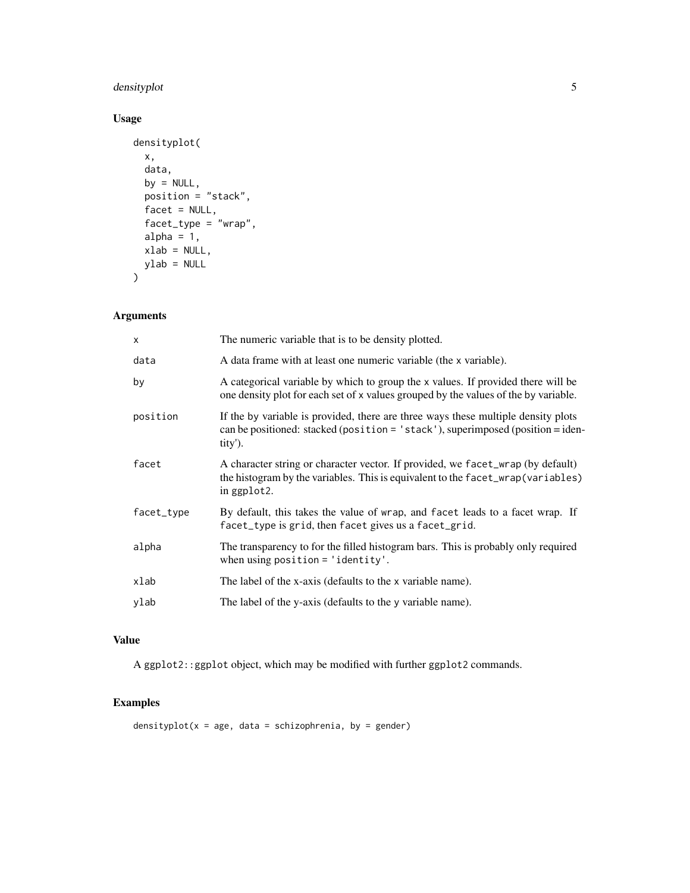## Usage

```
densityplot(
  x,
  data,
  by = NULL,
  position = "stack",
  facet = NULL,
  facet_type = "wrap",
  alpha = 1,
  xlab = NULL,
  ylab = NULL
)
```

## Arguments

| | |
|---|---|
| `x` | The numeric variable that is to be density plotted. |
| `data` | A data frame with at least one numeric variable (the `x` variable). |
| `by` | A categorical variable by which to group the `x` values. If provided there will be one density plot for each set of `x` values grouped by the values of the `by` variable. |
| `position` | If the `by` variable is provided, there are three ways these multiple density plots can be positioned: stacked (`position = 'stack'`), superimposed (position = identity'). |
| `facet` | A character string or character vector. If provided, we `facet_wrap` (by default) the histogram by the variables. This is equivalent to the `facet_wrap(variables)` in `ggplot2`. |
| `facet_type` | By default, this takes the value of `wrap`, and `facet` leads to a facet wrap. If `facet_type` is `grid`, then `facet` gives us a `facet_grid`. |
| `alpha` | The transparency to for the filled histogram bars. This is probably only required when using `position = 'identity'`. |
| `xlab` | The label of the x-axis (defaults to the `x` variable name). |
| `ylab` | The label of the y-axis (defaults to the `y` variable name). |

## Value

A `ggplot2::ggplot` object, which may be modified with further `ggplot2` commands.

## Examples

```
densityplot(x = age, data = schizophrenia, by = gender)
```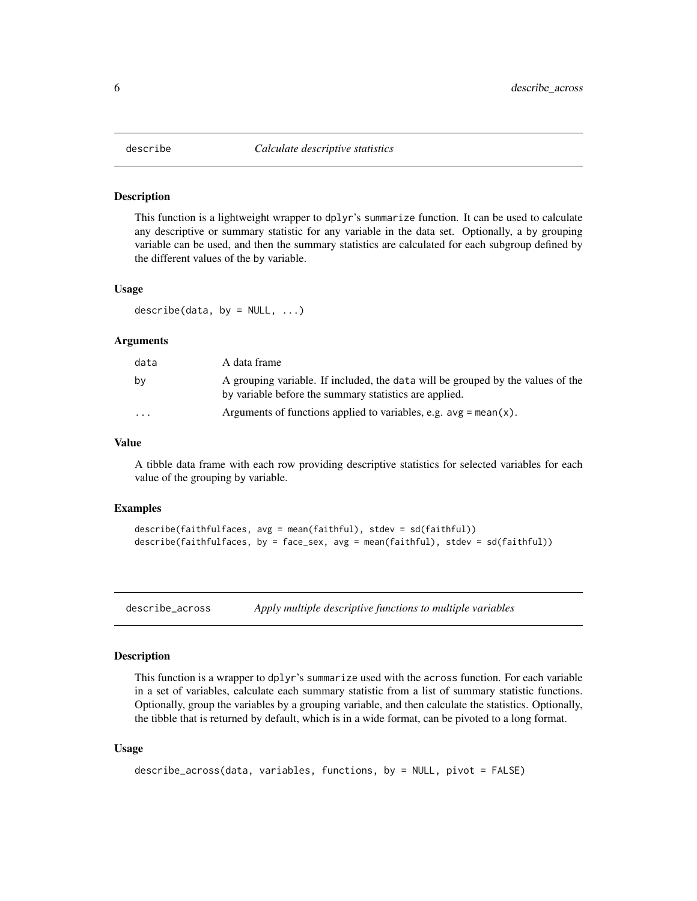## describe — *Calculate descriptive statistics*

### Description

This function is a lightweight wrapper to dplyr's `summarize` function. It can be used to calculate any descriptive or summary statistic for any variable in the data set. Optionally, a by grouping variable can be used, and then the summary statistics are calculated for each subgroup defined by the different values of the by variable.

### Usage

```
describe(data, by = NULL, ...)
```

### Arguments

| Argument | Description |
| --- | --- |
| `data` | A data frame |
| `by` | A grouping variable. If included, the `data` will be grouped by the values of the by variable before the summary statistics are applied. |
| `...` | Arguments of functions applied to variables, e.g. `avg = mean(x)`. |

### Value

A tibble data frame with each row providing descriptive statistics for selected variables for each value of the grouping by variable.

### Examples

```
describe(faithfulfaces, avg = mean(faithful), stdev = sd(faithful))
describe(faithfulfaces, by = face_sex, avg = mean(faithful), stdev = sd(faithful))
```

## describe_across — *Apply multiple descriptive functions to multiple variables*

### Description

This function is a wrapper to dplyr's `summarize` used with the `across` function. For each variable in a set of variables, calculate each summary statistic from a list of summary statistic functions. Optionally, group the variables by a grouping variable, and then calculate the statistics. Optionally, the tibble that is returned by default, which is in a wide format, can be pivoted to a long format.

### Usage

```
describe_across(data, variables, functions, by = NULL, pivot = FALSE)
```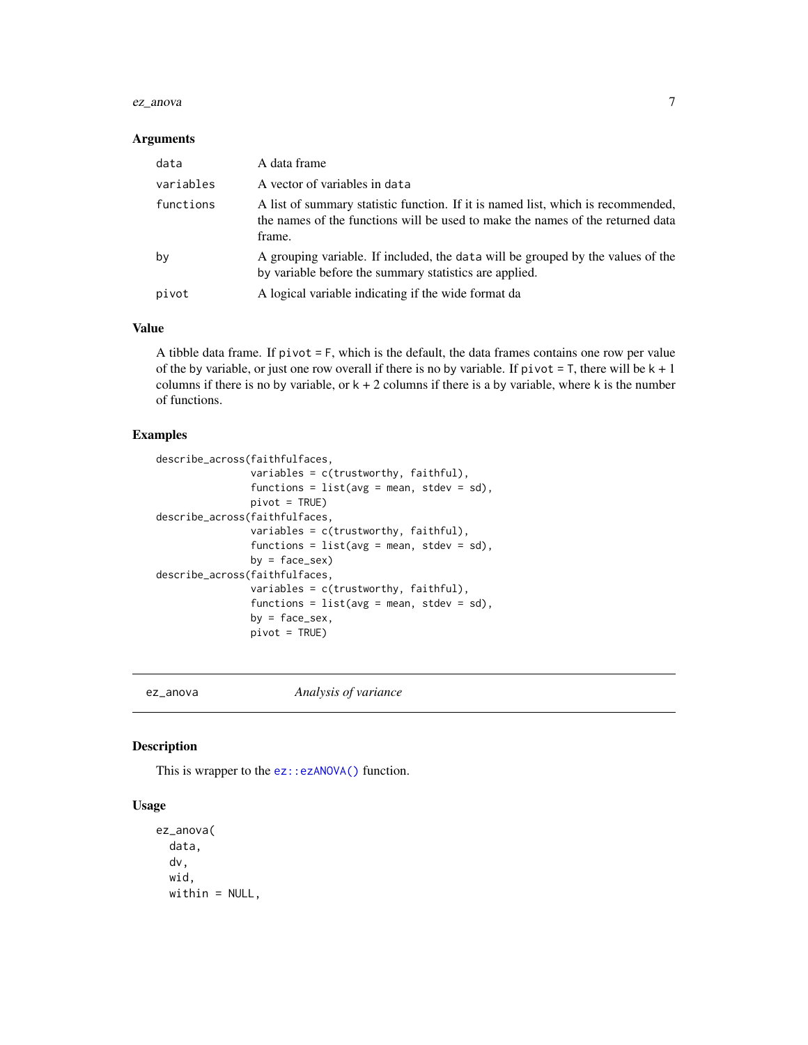### Arguments

| | |
|---|---|
| `data` | A data frame |
| `variables` | A vector of variables in `data` |
| `functions` | A list of summary statistic function. If it is named list, which is recommended, the names of the functions will be used to make the names of the returned data frame. |
| `by` | A grouping variable. If included, the `data` will be grouped by the values of the `by` variable before the summary statistics are applied. |
| `pivot` | A logical variable indicating if the wide format da |

### Value

A tibble data frame. If `pivot = F`, which is the default, the data frames contains one row per value of the `by` variable, or just one row overall if there is no `by` variable. If `pivot = T`, there will be `k + 1` columns if there is no `by` variable, or `k + 2` columns if there is a `by` variable, where `k` is the number of functions.

### Examples

```
describe_across(faithfulfaces,
                variables = c(trustworthy, faithful),
                functions = list(avg = mean, stdev = sd),
                pivot = TRUE)
describe_across(faithfulfaces,
                variables = c(trustworthy, faithful),
                functions = list(avg = mean, stdev = sd),
                by = face_sex)
describe_across(faithfulfaces,
                variables = c(trustworthy, faithful),
                functions = list(avg = mean, stdev = sd),
                by = face_sex,
                pivot = TRUE)
```

---

## `ez_anova` *Analysis of variance*

---

### Description

This is wrapper to the `ez::ezANOVA()` function.

### Usage

```
ez_anova(
  data,
  dv,
  wid,
  within = NULL,
```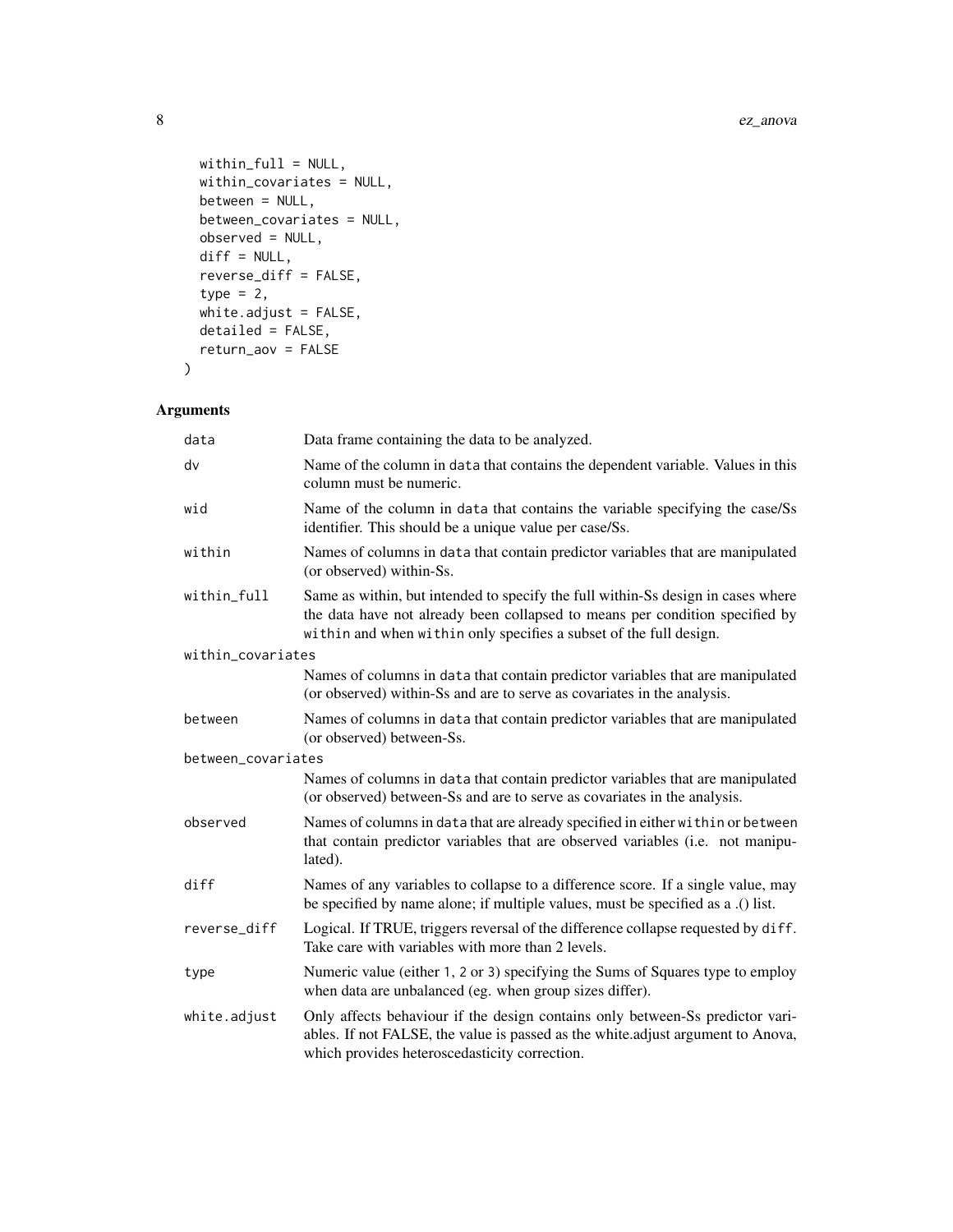```
  within_full = NULL,
  within_covariates = NULL,
  between = NULL,
  between_covariates = NULL,
  observed = NULL,
  diff = NULL,
  reverse_diff = FALSE,
  type = 2,
  white.adjust = FALSE,
  detailed = FALSE,
  return_aov = FALSE
)
```

## Arguments

| | |
|---|---|
| `data` | Data frame containing the data to be analyzed. |
| `dv` | Name of the column in `data` that contains the dependent variable. Values in this column must be numeric. |
| `wid` | Name of the column in `data` that contains the variable specifying the case/Ss identifier. This should be a unique value per case/Ss. |
| `within` | Names of columns in `data` that contain predictor variables that are manipulated (or observed) within-Ss. |
| `within_full` | Same as within, but intended to specify the full within-Ss design in cases where the data have not already been collapsed to means per condition specified by `within` and when `within` only specifies a subset of the full design. |
| `within_covariates` | Names of columns in `data` that contain predictor variables that are manipulated (or observed) within-Ss and are to serve as covariates in the analysis. |
| `between` | Names of columns in `data` that contain predictor variables that are manipulated (or observed) between-Ss. |
| `between_covariates` | Names of columns in `data` that contain predictor variables that are manipulated (or observed) between-Ss and are to serve as covariates in the analysis. |
| `observed` | Names of columns in `data` that are already specified in either `within` or `between` that contain predictor variables that are observed variables (i.e. not manipulated). |
| `diff` | Names of any variables to collapse to a difference score. If a single value, may be specified by name alone; if multiple values, must be specified as a .() list. |
| `reverse_diff` | Logical. If TRUE, triggers reversal of the difference collapse requested by `diff`. Take care with variables with more than 2 levels. |
| `type` | Numeric value (either `1`, `2` or `3`) specifying the Sums of Squares type to employ when data are unbalanced (eg. when group sizes differ). |
| `white.adjust` | Only affects behaviour if the design contains only between-Ss predictor variables. If not FALSE, the value is passed as the white.adjust argument to Anova, which provides heteroscedasticity correction. |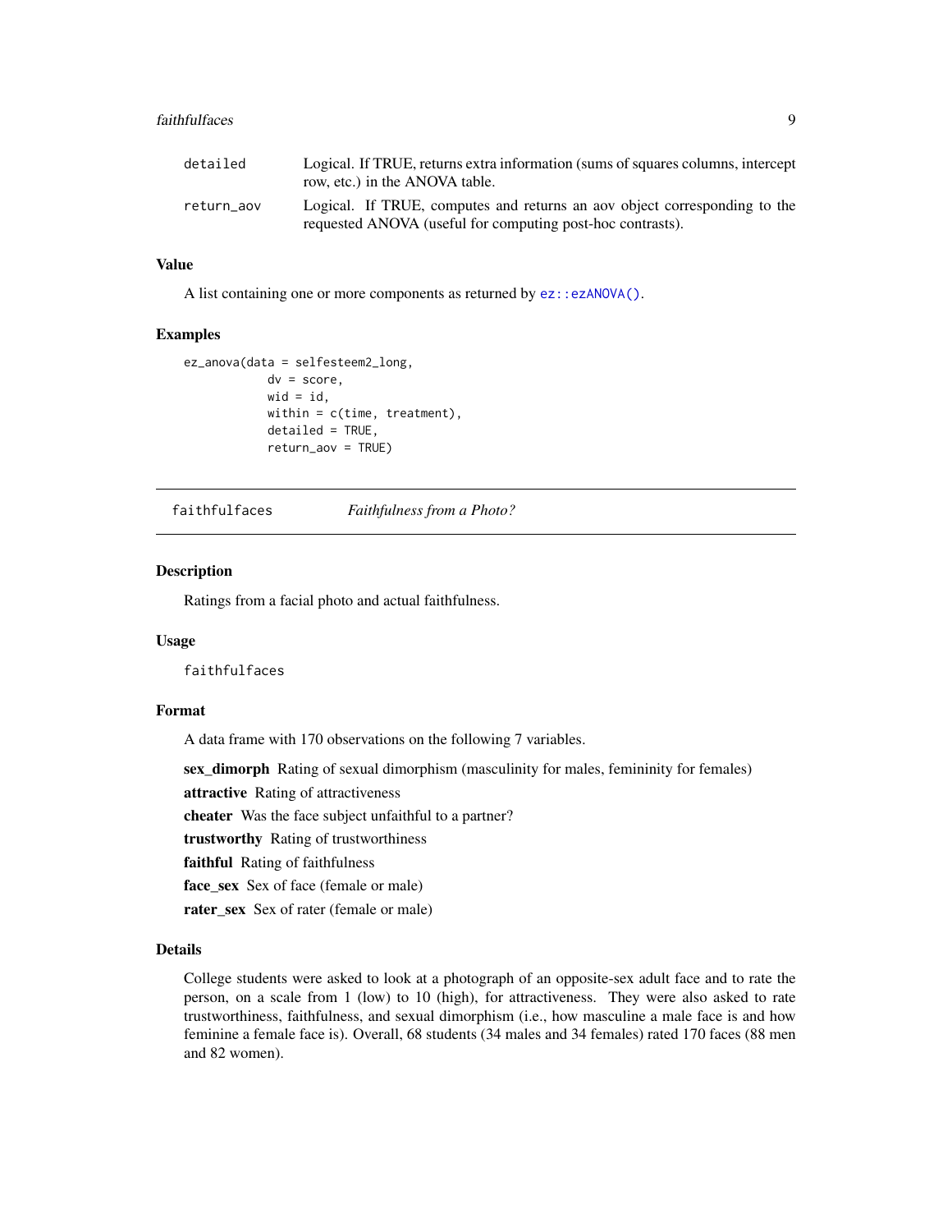| | |
|---|---|
| `detailed` | Logical. If TRUE, returns extra information (sums of squares columns, intercept row, etc.) in the ANOVA table. |
| `return_aov` | Logical. If TRUE, computes and returns an aov object corresponding to the requested ANOVA (useful for computing post-hoc contrasts). |

### Value

A list containing one or more components as returned by `ez::ezANOVA()`.

### Examples

```
ez_anova(data = selfesteem2_long,
           dv = score,
           wid = id,
           within = c(time, treatment),
           detailed = TRUE,
           return_aov = TRUE)
```

---

## faithfulfaces — *Faithfulness from a Photo?*

### Description

Ratings from a facial photo and actual faithfulness.

### Usage

```
faithfulfaces
```

### Format

A data frame with 170 observations on the following 7 variables.

**sex_dimorph** Rating of sexual dimorphism (masculinity for males, femininity for females)

**attractive** Rating of attractiveness

**cheater** Was the face subject unfaithful to a partner?

**trustworthy** Rating of trustworthiness

**faithful** Rating of faithfulness

**face_sex** Sex of face (female or male)

**rater_sex** Sex of rater (female or male)

### Details

College students were asked to look at a photograph of an opposite-sex adult face and to rate the person, on a scale from 1 (low) to 10 (high), for attractiveness. They were also asked to rate trustworthiness, faithfulness, and sexual dimorphism (i.e., how masculine a male face is and how feminine a female face is). Overall, 68 students (34 males and 34 females) rated 170 faces (88 men and 82 women).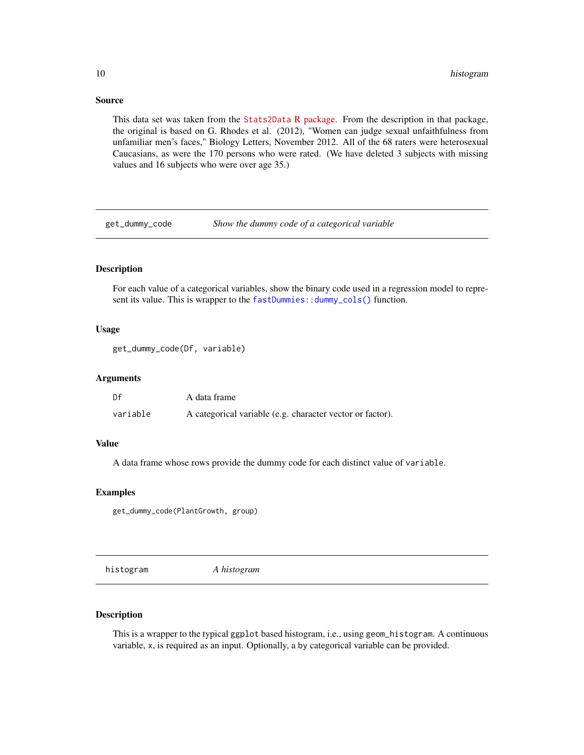## Source

This data set was taken from the Stats2Data R package. From the description in that package, the original is based on G. Rhodes et al. (2012), "Women can judge sexual unfaithfulness from unfamiliar men's faces," Biology Letters, November 2012. All of the 68 raters were heterosexual Caucasians, as were the 170 persons who were rated. (We have deleted 3 subjects with missing values and 16 subjects who were over age 35.)

---

# get_dummy_code — *Show the dummy code of a categorical variable*

## Description

For each value of a categorical variables, show the binary code used in a regression model to represent its value. This is wrapper to the `fastDummies::dummy_cols()` function.

## Usage

```
get_dummy_code(Df, variable)
```

## Arguments

| | |
|---|---|
| `Df` | A data frame |
| `variable` | A categorical variable (e.g. character vector or factor). |

## Value

A data frame whose rows provide the dummy code for each distinct value of `variable`.

## Examples

```
get_dummy_code(PlantGrowth, group)
```

---

# histogram — *A histogram*

## Description

This is a wrapper to the typical `ggplot` based histogram, i.e., using `geom_histogram`. A continuous variable, `x`, is required as an input. Optionally, a `by` categorical variable can be provided.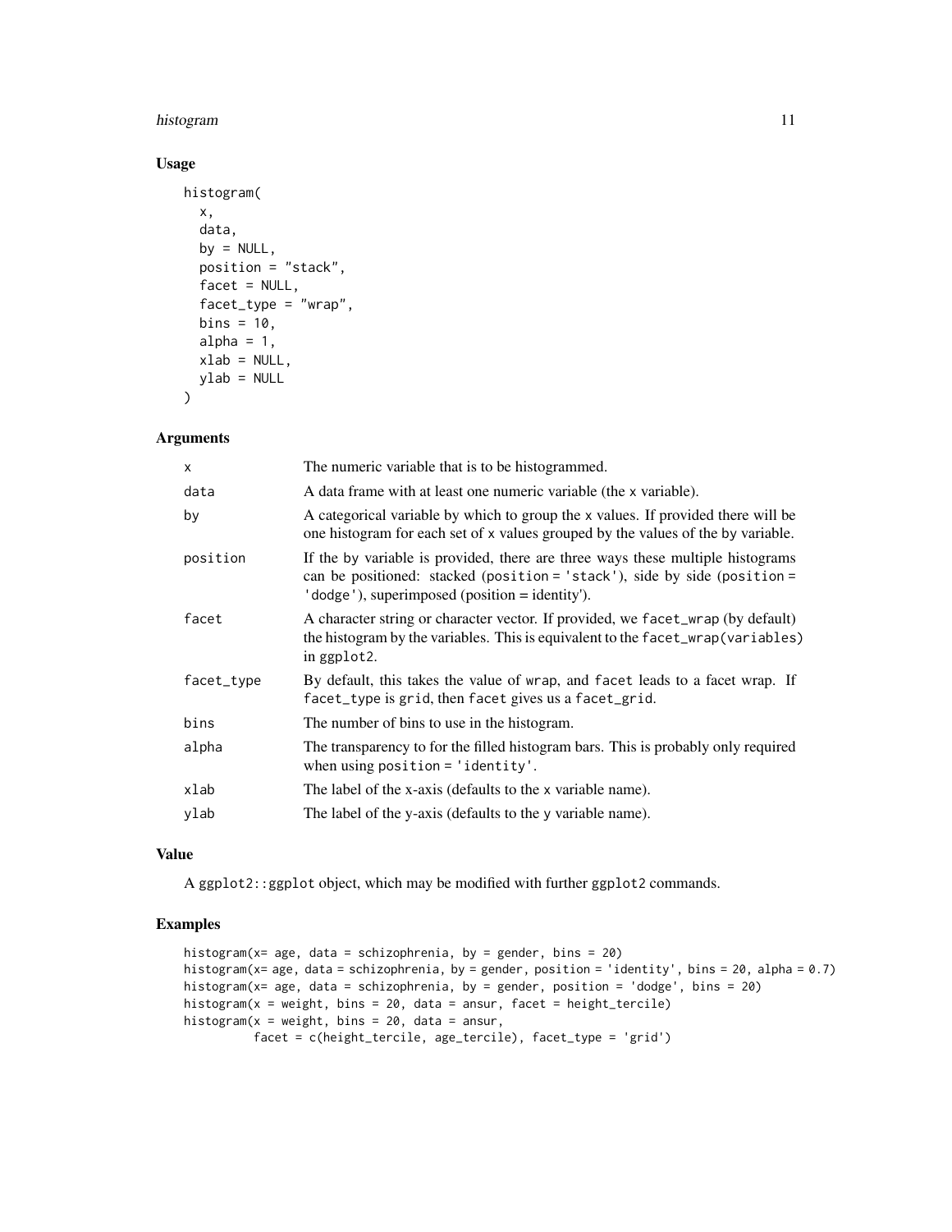## Usage

```
histogram(
  x,
  data,
  by = NULL,
  position = "stack",
  facet = NULL,
  facet_type = "wrap",
  bins = 10,
  alpha = 1,
  xlab = NULL,
  ylab = NULL
)
```

## Arguments

| | |
|---|---|
| `x` | The numeric variable that is to be histogrammed. |
| `data` | A data frame with at least one numeric variable (the `x` variable). |
| `by` | A categorical variable by which to group the `x` values. If provided there will be one histogram for each set of `x` values grouped by the values of the `by` variable. |
| `position` | If the `by` variable is provided, there are three ways these multiple histograms can be positioned: stacked (`position = 'stack'`), side by side (`position = 'dodge'`), superimposed (position = identity'). |
| `facet` | A character string or character vector. If provided, we `facet_wrap` (by default) the histogram by the variables. This is equivalent to the `facet_wrap(variables)` in `ggplot2`. |
| `facet_type` | By default, this takes the value of `wrap`, and `facet` leads to a facet wrap. If `facet_type` is `grid`, then `facet` gives us a `facet_grid`. |
| `bins` | The number of bins to use in the histogram. |
| `alpha` | The transparency to for the filled histogram bars. This is probably only required when using `position = 'identity'`. |
| `xlab` | The label of the x-axis (defaults to the `x` variable name). |
| `ylab` | The label of the y-axis (defaults to the `y` variable name). |

## Value

A `ggplot2::ggplot` object, which may be modified with further `ggplot2` commands.

## Examples

```
histogram(x= age, data = schizophrenia, by = gender, bins = 20)
histogram(x= age, data = schizophrenia, by = gender, position = 'identity', bins = 20, alpha = 0.7)
histogram(x= age, data = schizophrenia, by = gender, position = 'dodge', bins = 20)
histogram(x = weight, bins = 20, data = ansur, facet = height_tercile)
histogram(x = weight, bins = 20, data = ansur,
          facet = c(height_tercile, age_tercile), facet_type = 'grid')
```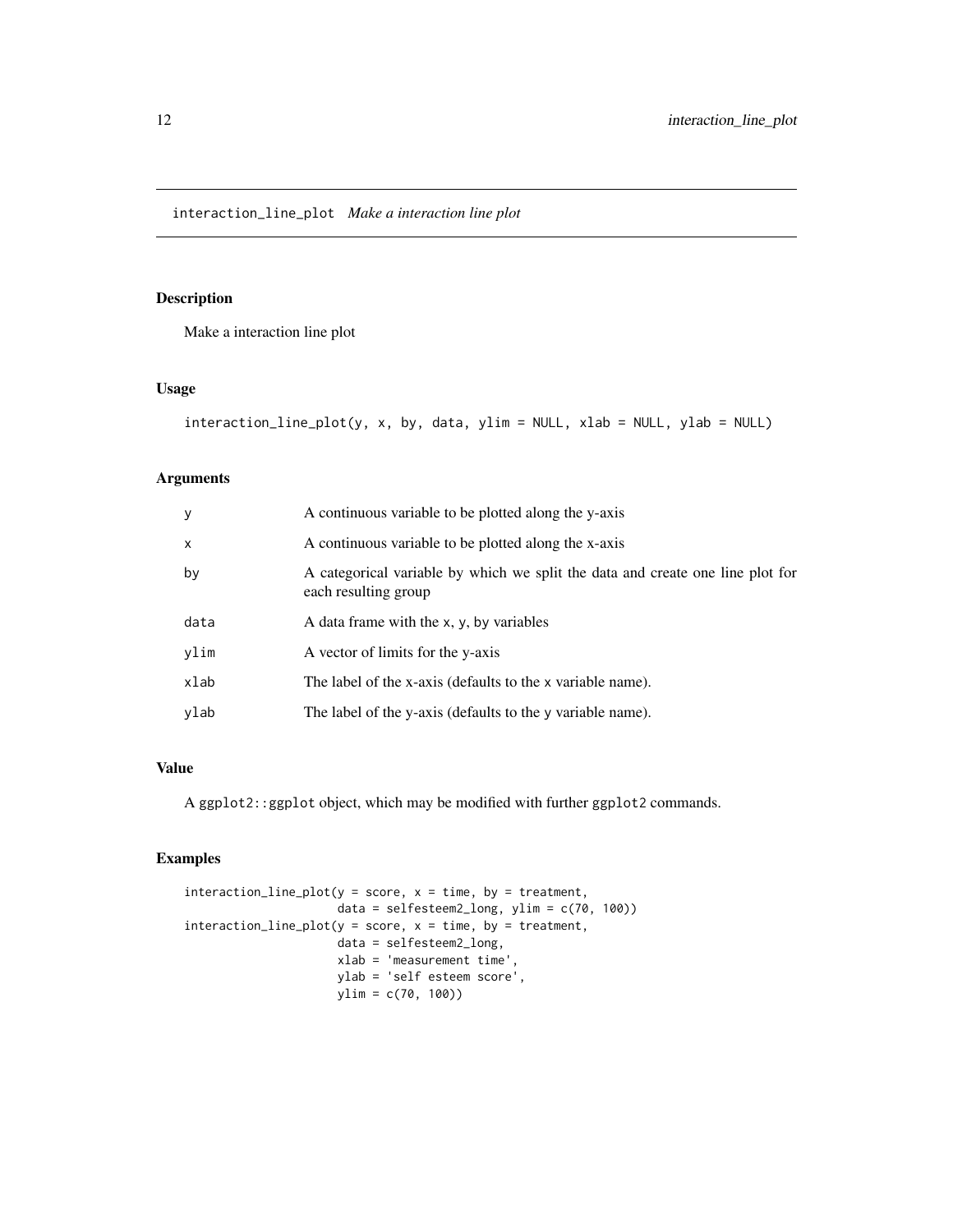interaction_line_plot *Make a interaction line plot*

## Description

Make a interaction line plot

## Usage

```
interaction_line_plot(y, x, by, data, ylim = NULL, xlab = NULL, ylab = NULL)
```

## Arguments

| | |
|---|---|
| y | A continuous variable to be plotted along the y-axis |
| x | A continuous variable to be plotted along the x-axis |
| by | A categorical variable by which we split the data and create one line plot for each resulting group |
| data | A data frame with the x, y, by variables |
| ylim | A vector of limits for the y-axis |
| xlab | The label of the x-axis (defaults to the x variable name). |
| ylab | The label of the y-axis (defaults to the y variable name). |

## Value

A ggplot2::ggplot object, which may be modified with further ggplot2 commands.

## Examples

```
interaction_line_plot(y = score, x = time, by = treatment,
                      data = selfesteem2_long, ylim = c(70, 100))
interaction_line_plot(y = score, x = time, by = treatment,
                      data = selfesteem2_long,
                      xlab = 'measurement time',
                      ylab = 'self esteem score',
                      ylim = c(70, 100))
```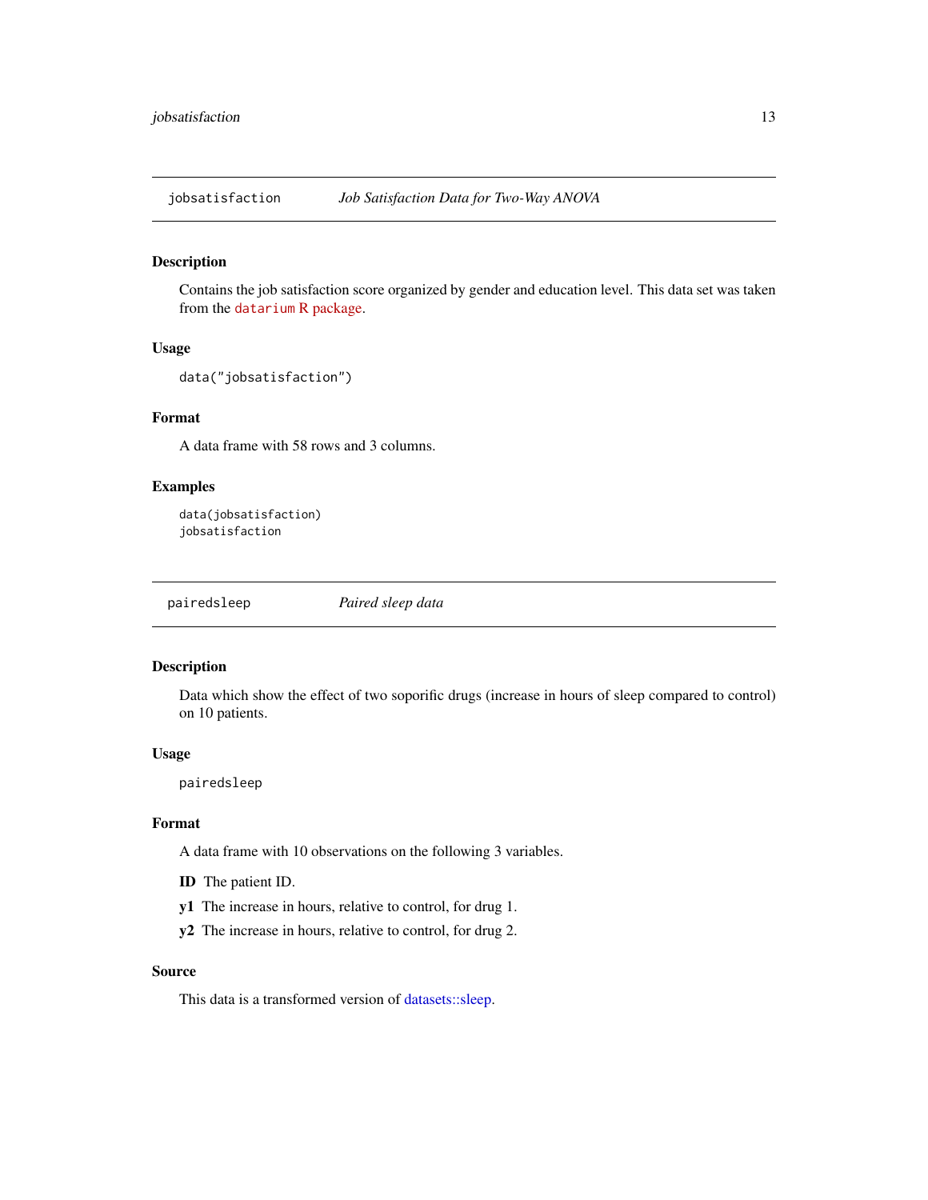## jobsatisfaction — *Job Satisfaction Data for Two-Way ANOVA*

### Description

Contains the job satisfaction score organized by gender and education level. This data set was taken from the datarium R package.

### Usage

```
data("jobsatisfaction")
```

### Format

A data frame with 58 rows and 3 columns.

### Examples

```
data(jobsatisfaction)
jobsatisfaction
```

## pairedsleep — *Paired sleep data*

### Description

Data which show the effect of two soporific drugs (increase in hours of sleep compared to control) on 10 patients.

### Usage

```
pairedsleep
```

### Format

A data frame with 10 observations on the following 3 variables.

**ID** The patient ID.

**y1** The increase in hours, relative to control, for drug 1.

**y2** The increase in hours, relative to control, for drug 2.

### Source

This data is a transformed version of datasets::sleep.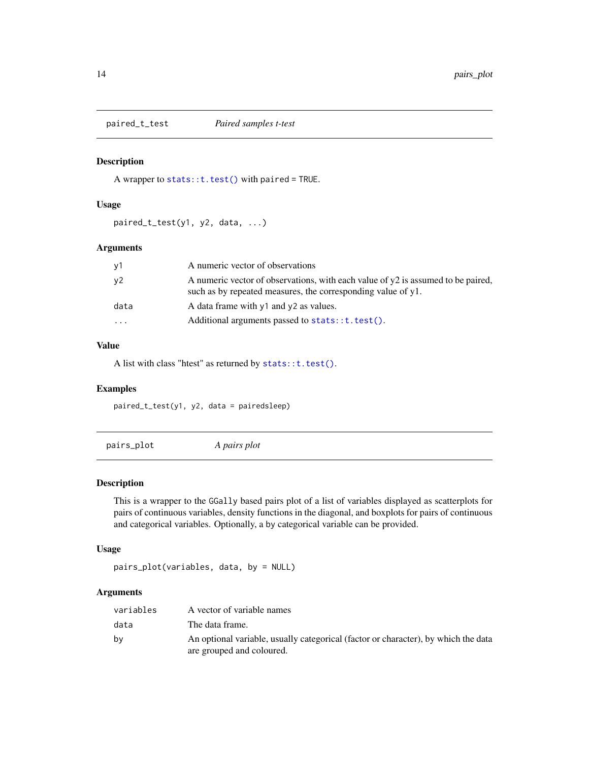## paired_t_test *Paired samples t-test*

### Description

A wrapper to `stats::t.test()` with `paired = TRUE`.

### Usage

```
paired_t_test(y1, y2, data, ...)
```

### Arguments

| | |
|---|---|
| `y1` | A numeric vector of observations |
| `y2` | A numeric vector of observations, with each value of y2 is assumed to be paired, such as by repeated measures, the corresponding value of y1. |
| `data` | A data frame with `y1` and `y2` as values. |
| `...` | Additional arguments passed to `stats::t.test()`. |

### Value

A list with class "htest" as returned by `stats::t.test()`.

### Examples

```
paired_t_test(y1, y2, data = pairedsleep)
```

## pairs_plot *A pairs plot*

### Description

This is a wrapper to the `GGally` based pairs plot of a list of variables displayed as scatterplots for pairs of continuous variables, density functions in the diagonal, and boxplots for pairs of continuous and categorical variables. Optionally, a by categorical variable can be provided.

### Usage

```
pairs_plot(variables, data, by = NULL)
```

### Arguments

| | |
|---|---|
| `variables` | A vector of variable names |
| `data` | The data frame. |
| `by` | An optional variable, usually categorical (factor or character), by which the data are grouped and coloured. |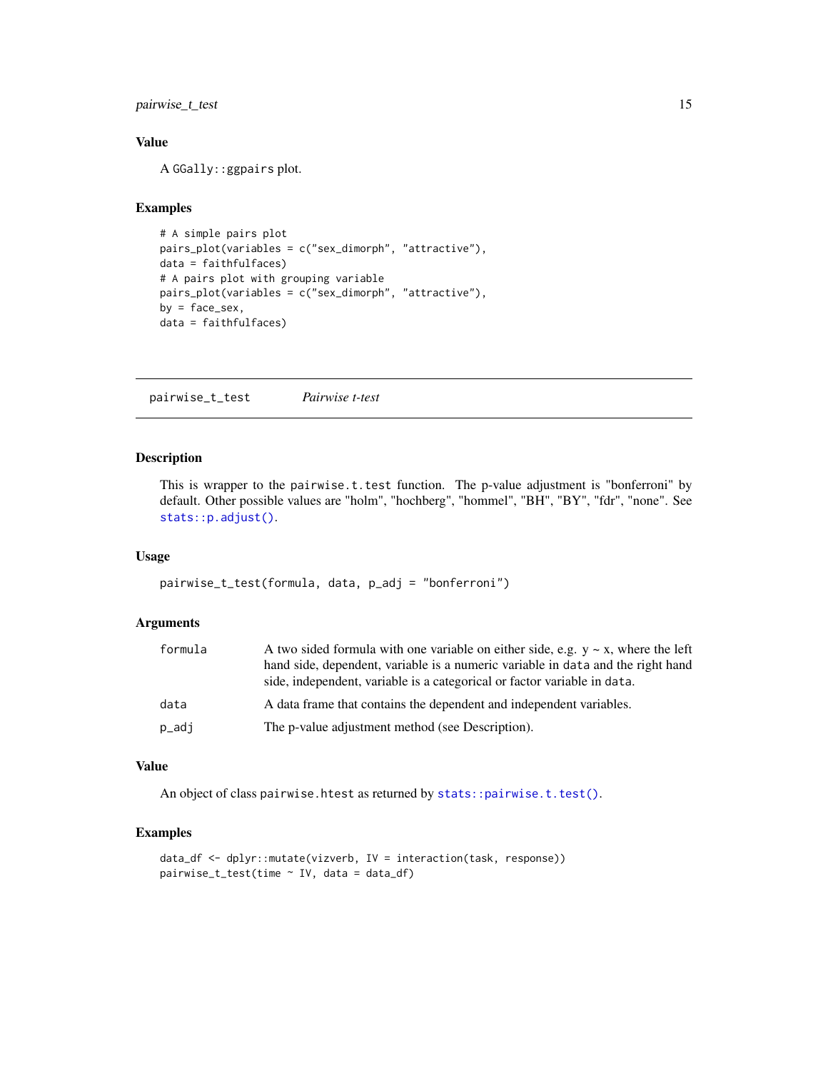### Value

A `GGally::ggpairs` plot.

### Examples

```
# A simple pairs plot
pairs_plot(variables = c("sex_dimorph", "attractive"),
data = faithfulfaces)
# A pairs plot with grouping variable
pairs_plot(variables = c("sex_dimorph", "attractive"),
by = face_sex,
data = faithfulfaces)
```

---

## pairwise_t_test — *Pairwise t-test*

---

### Description

This is wrapper to the `pairwise.t.test` function. The p-value adjustment is "bonferroni" by default. Other possible values are "holm", "hochberg", "hommel", "BH", "BY", "fdr", "none". See `stats::p.adjust()`.

### Usage

```
pairwise_t_test(formula, data, p_adj = "bonferroni")
```

### Arguments

| | |
|---|---|
| `formula` | A two sided formula with one variable on either side, e.g. y ~ x, where the left hand side, dependent, variable is a numeric variable in `data` and the right hand side, independent, variable is a categorical or factor variable in `data`. |
| `data` | A data frame that contains the dependent and independent variables. |
| `p_adj` | The p-value adjustment method (see Description). |

### Value

An object of class `pairwise.htest` as returned by `stats::pairwise.t.test()`.

### Examples

```
data_df <- dplyr::mutate(vizverb, IV = interaction(task, response))
pairwise_t_test(time ~ IV, data = data_df)
```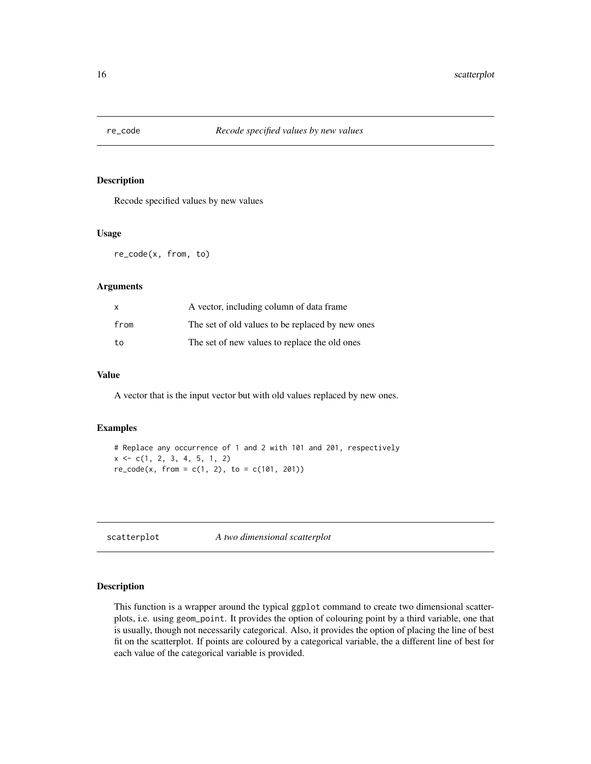## re_code *Recode specified values by new values*

### Description

Recode specified values by new values

### Usage

```
re_code(x, from, to)
```

### Arguments

| | |
|---|---|
| x | A vector, including column of data frame |
| from | The set of old values to be replaced by new ones |
| to | The set of new values to replace the old ones |

### Value

A vector that is the input vector but with old values replaced by new ones.

### Examples

```
# Replace any occurrence of 1 and 2 with 101 and 201, respectively
x <- c(1, 2, 3, 4, 5, 1, 2)
re_code(x, from = c(1, 2), to = c(101, 201))
```

## scatterplot *A two dimensional scatterplot*

### Description

This function is a wrapper around the typical ggplot command to create two dimensional scatterplots, i.e. using geom_point. It provides the option of colouring point by a third variable, one that is usually, though not necessarily categorical. Also, it provides the option of placing the line of best fit on the scatterplot. If points are coloured by a categorical variable, the a different line of best for each value of the categorical variable is provided.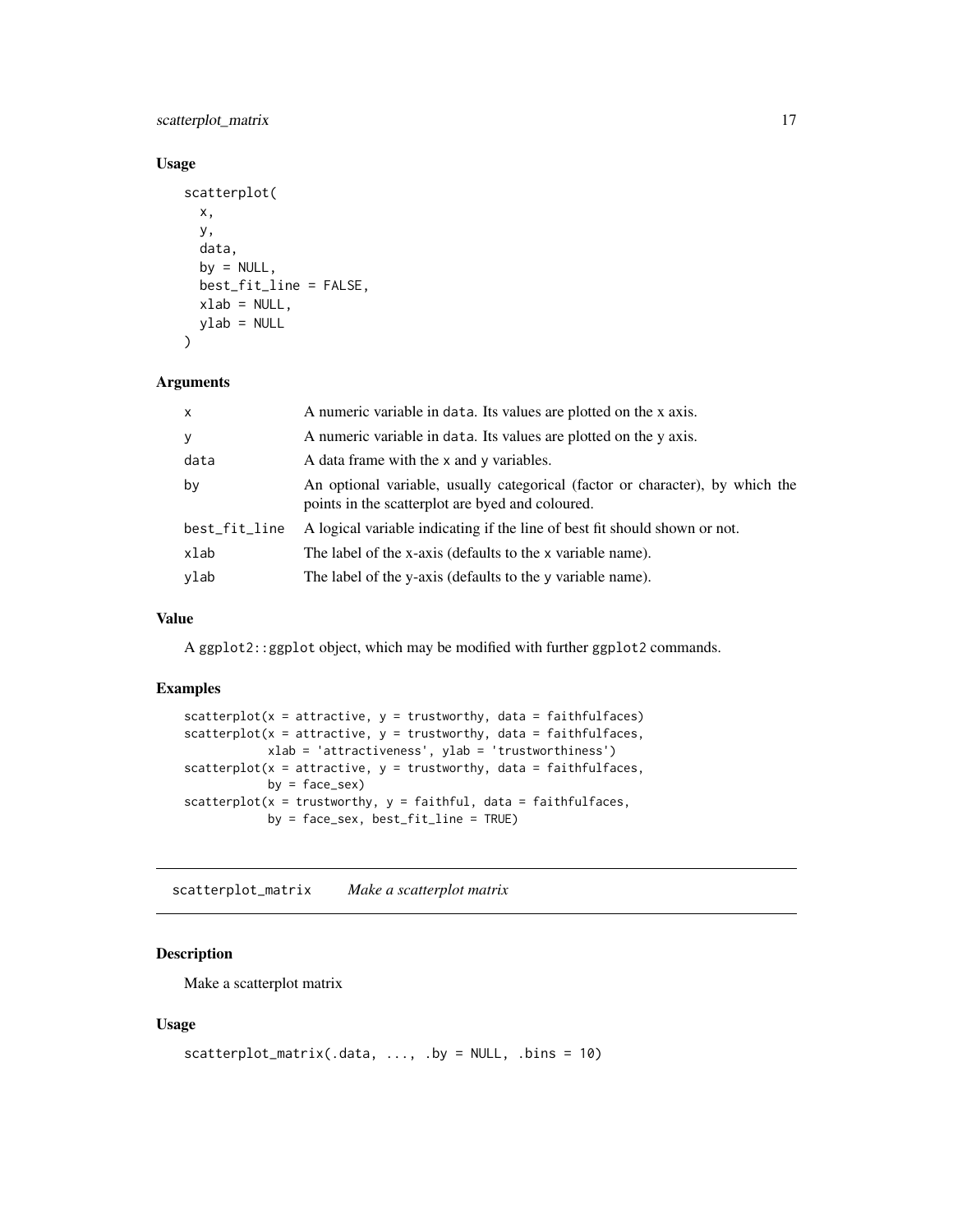### Usage

```
scatterplot(
  x,
  y,
  data,
  by = NULL,
  best_fit_line = FALSE,
  xlab = NULL,
  ylab = NULL
)
```

### Arguments

| Argument | Description |
| --- | --- |
| x | A numeric variable in data. Its values are plotted on the x axis. |
| y | A numeric variable in data. Its values are plotted on the y axis. |
| data | A data frame with the x and y variables. |
| by | An optional variable, usually categorical (factor or character), by which the points in the scatterplot are byed and coloured. |
| best_fit_line | A logical variable indicating if the line of best fit should shown or not. |
| xlab | The label of the x-axis (defaults to the x variable name). |
| ylab | The label of the y-axis (defaults to the y variable name). |

### Value

A ggplot2::ggplot object, which may be modified with further ggplot2 commands.

### Examples

```
scatterplot(x = attractive, y = trustworthy, data = faithfulfaces)
scatterplot(x = attractive, y = trustworthy, data = faithfulfaces,
            xlab = 'attractiveness', ylab = 'trustworthiness')
scatterplot(x = attractive, y = trustworthy, data = faithfulfaces,
            by = face_sex)
scatterplot(x = trustworthy, y = faithful, data = faithfulfaces,
            by = face_sex, best_fit_line = TRUE)
```

## scatterplot_matrix *Make a scatterplot matrix*

### Description

Make a scatterplot matrix

### Usage

```
scatterplot_matrix(.data, ..., .by = NULL, .bins = 10)
```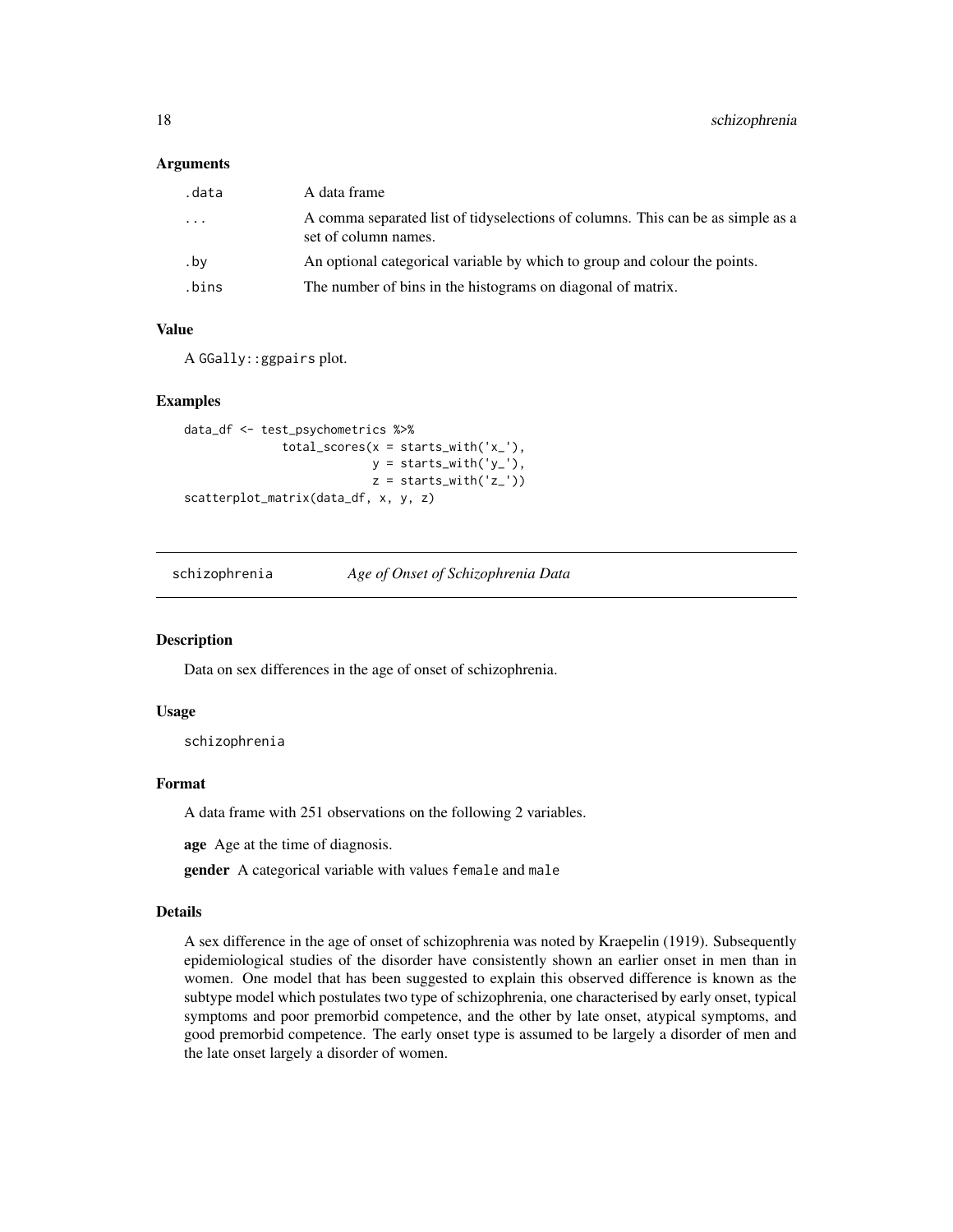### Arguments

| | |
|---|---|
| .data | A data frame |
| ... | A comma separated list of tidyselections of columns. This can be as simple as a set of column names. |
| .by | An optional categorical variable by which to group and colour the points. |
| .bins | The number of bins in the histograms on diagonal of matrix. |

### Value

A GGally::ggpairs plot.

### Examples

```
data_df <- test_psychometrics %>%
              total_scores(x = starts_with('x_'),
                           y = starts_with('y_'),
                           z = starts_with('z_'))
scatterplot_matrix(data_df, x, y, z)
```

---

## schizophrenia — *Age of Onset of Schizophrenia Data*

---

### Description

Data on sex differences in the age of onset of schizophrenia.

### Usage

```
schizophrenia
```

### Format

A data frame with 251 observations on the following 2 variables.

**age** Age at the time of diagnosis.

**gender** A categorical variable with values female and male

### Details

A sex difference in the age of onset of schizophrenia was noted by Kraepelin (1919). Subsequently epidemiological studies of the disorder have consistently shown an earlier onset in men than in women. One model that has been suggested to explain this observed difference is known as the subtype model which postulates two type of schizophrenia, one characterised by early onset, typical symptoms and poor premorbid competence, and the other by late onset, atypical symptoms, and good premorbid competence. The early onset type is assumed to be largely a disorder of men and the late onset largely a disorder of women.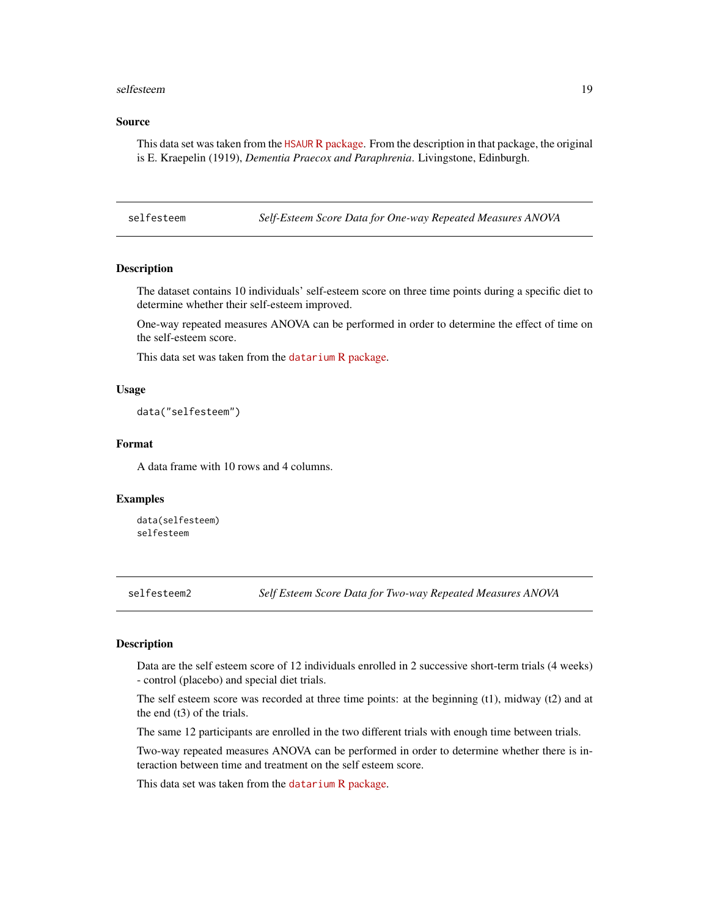### Source

This data set was taken from the HSAUR R package. From the description in that package, the original is E. Kraepelin (1919), *Dementia Praecox and Paraphrenia*. Livingstone, Edinburgh.

---

## selfesteem — *Self-Esteem Score Data for One-way Repeated Measures ANOVA*

### Description

The dataset contains 10 individuals' self-esteem score on three time points during a specific diet to determine whether their self-esteem improved.

One-way repeated measures ANOVA can be performed in order to determine the effect of time on the self-esteem score.

This data set was taken from the datarium R package.

### Usage

```
data("selfesteem")
```

### Format

A data frame with 10 rows and 4 columns.

### Examples

```
data(selfesteem)
selfesteem
```

---

## selfesteem2 — *Self Esteem Score Data for Two-way Repeated Measures ANOVA*

### Description

Data are the self esteem score of 12 individuals enrolled in 2 successive short-term trials (4 weeks) - control (placebo) and special diet trials.

The self esteem score was recorded at three time points: at the beginning (t1), midway (t2) and at the end (t3) of the trials.

The same 12 participants are enrolled in the two different trials with enough time between trials.

Two-way repeated measures ANOVA can be performed in order to determine whether there is interaction between time and treatment on the self esteem score.

This data set was taken from the datarium R package.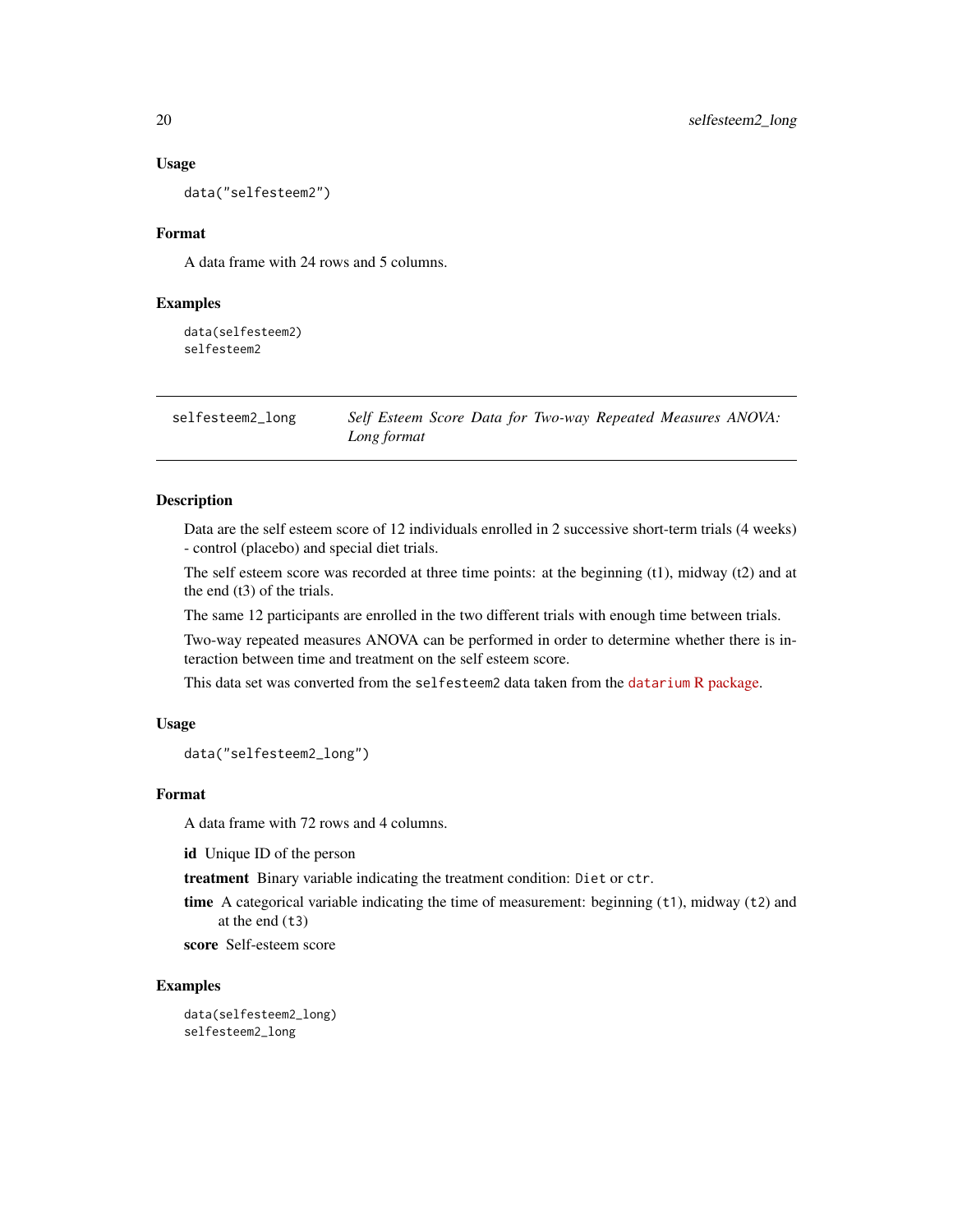### Usage

```
data("selfesteem2")
```

### Format

A data frame with 24 rows and 5 columns.

### Examples

```
data(selfesteem2)
selfesteem2
```

---

## selfesteem2_long — *Self Esteem Score Data for Two-way Repeated Measures ANOVA: Long format*

---

### Description

Data are the self esteem score of 12 individuals enrolled in 2 successive short-term trials (4 weeks) - control (placebo) and special diet trials.

The self esteem score was recorded at three time points: at the beginning (t1), midway (t2) and at the end (t3) of the trials.

The same 12 participants are enrolled in the two different trials with enough time between trials.

Two-way repeated measures ANOVA can be performed in order to determine whether there is interaction between time and treatment on the self esteem score.

This data set was converted from the `selfesteem2` data taken from the `datarium` R package.

### Usage

```
data("selfesteem2_long")
```

### Format

A data frame with 72 rows and 4 columns.

**id** Unique ID of the person

**treatment** Binary variable indicating the treatment condition: `Diet` or `ctr`.

**time** A categorical variable indicating the time of measurement: beginning (`t1`), midway (`t2`) and at the end (`t3`)

**score** Self-esteem score

### Examples

```
data(selfesteem2_long)
selfesteem2_long
```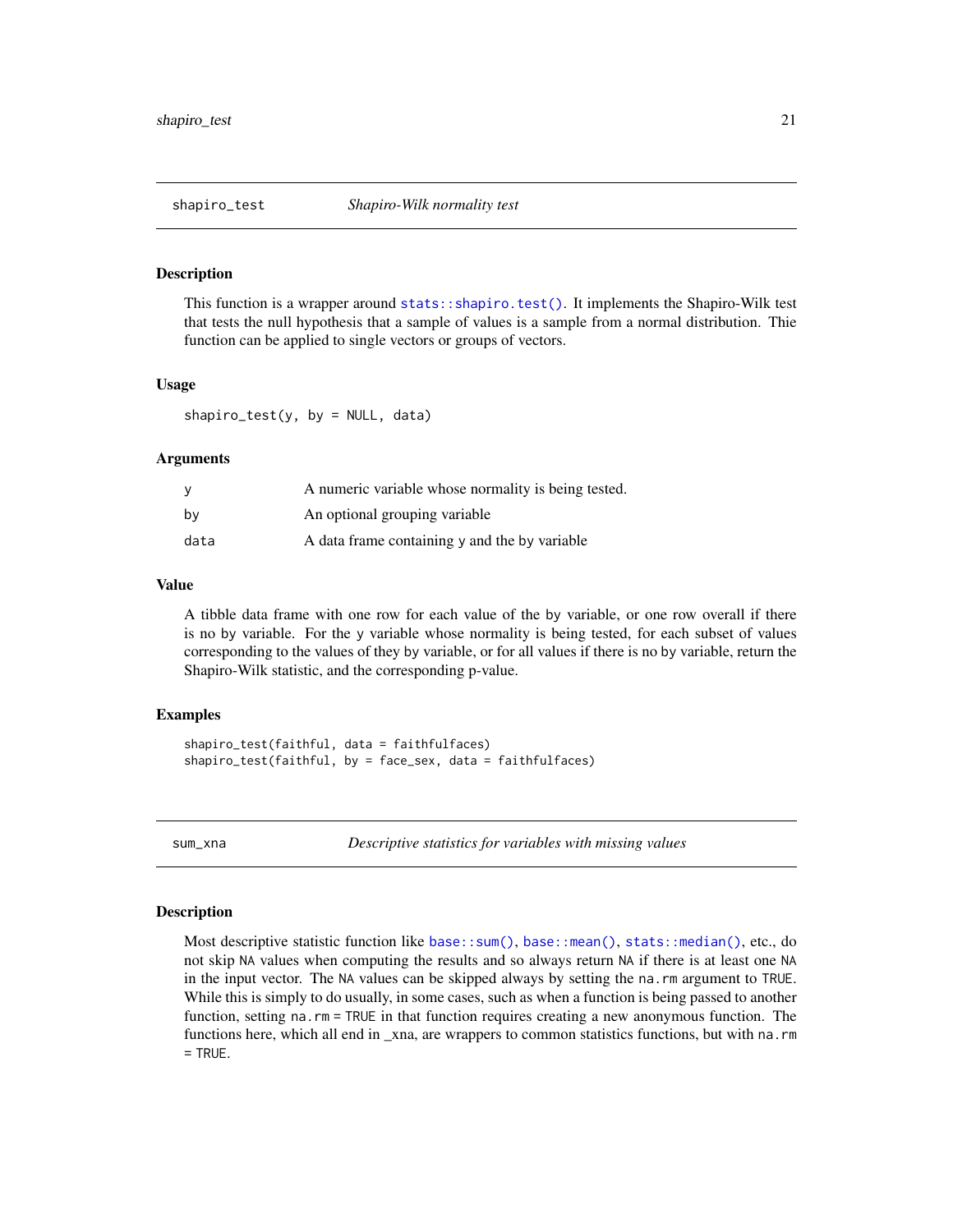## shapiro_test — *Shapiro-Wilk normality test*

### Description

This function is a wrapper around `stats::shapiro.test()`. It implements the Shapiro-Wilk test that tests the null hypothesis that a sample of values is a sample from a normal distribution. Thie function can be applied to single vectors or groups of vectors.

### Usage

```
shapiro_test(y, by = NULL, data)
```

### Arguments

| | |
|---|---|
| `y` | A numeric variable whose normality is being tested. |
| `by` | An optional grouping variable |
| `data` | A data frame containing `y` and the `by` variable |

### Value

A tibble data frame with one row for each value of the `by` variable, or one row overall if there is no `by` variable. For the `y` variable whose normality is being tested, for each subset of values corresponding to the values of they `by` variable, or for all values if there is no `by` variable, return the Shapiro-Wilk statistic, and the corresponding p-value.

### Examples

```
shapiro_test(faithful, data = faithfulfaces)
shapiro_test(faithful, by = face_sex, data = faithfulfaces)
```

## sum_xna — *Descriptive statistics for variables with missing values*

### Description

Most descriptive statistic function like `base::sum()`, `base::mean()`, `stats::median()`, etc., do not skip `NA` values when computing the results and so always return `NA` if there is at least one `NA` in the input vector. The `NA` values can be skipped always by setting the `na.rm` argument to `TRUE`. While this is simply to do usually, in some cases, such as when a function is being passed to another function, setting `na.rm = TRUE` in that function requires creating a new anonymous function. The functions here, which all end in _xna, are wrappers to common statistics functions, but with `na.rm = TRUE`.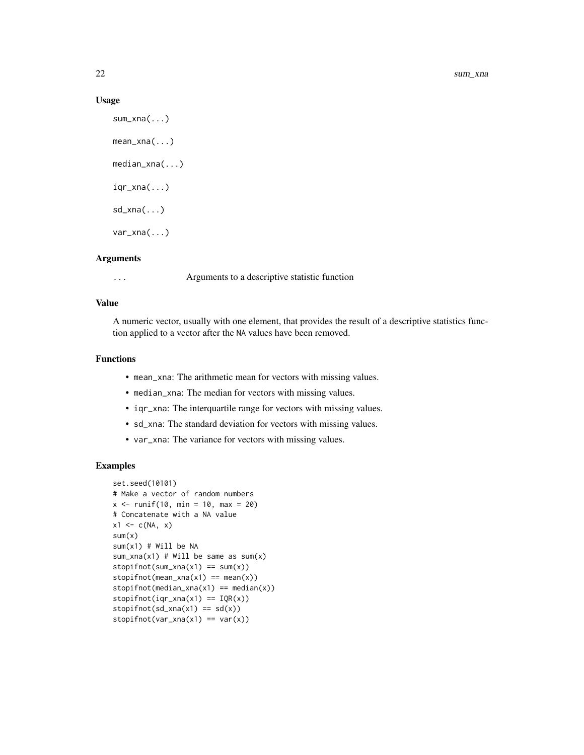## Usage

```
sum_xna(...)

mean_xna(...)

median_xna(...)

iqr_xna(...)

sd_xna(...)

var_xna(...)
```

## Arguments

| | |
|---|---|
| ... | Arguments to a descriptive statistic function |

## Value

A numeric vector, usually with one element, that provides the result of a descriptive statistics function applied to a vector after the NA values have been removed.

## Functions

- mean_xna: The arithmetic mean for vectors with missing values.
- median_xna: The median for vectors with missing values.
- iqr_xna: The interquartile range for vectors with missing values.
- sd_xna: The standard deviation for vectors with missing values.
- var_xna: The variance for vectors with missing values.

## Examples

```
set.seed(10101)
# Make a vector of random numbers
x <- runif(10, min = 10, max = 20)
# Concatenate with a NA value
x1 <- c(NA, x)
sum(x)
sum(x1) # Will be NA
sum_xna(x1) # Will be same as sum(x)
stopifnot(sum_xna(x1) == sum(x))
stopifnot(mean_xna(x1) == mean(x))
stopifnot(median_xna(x1) == median(x))
stopifnot(iqr_xna(x1) == IQR(x))
stopifnot(sd_xna(x1) == sd(x))
stopifnot(var_xna(x1) == var(x))
```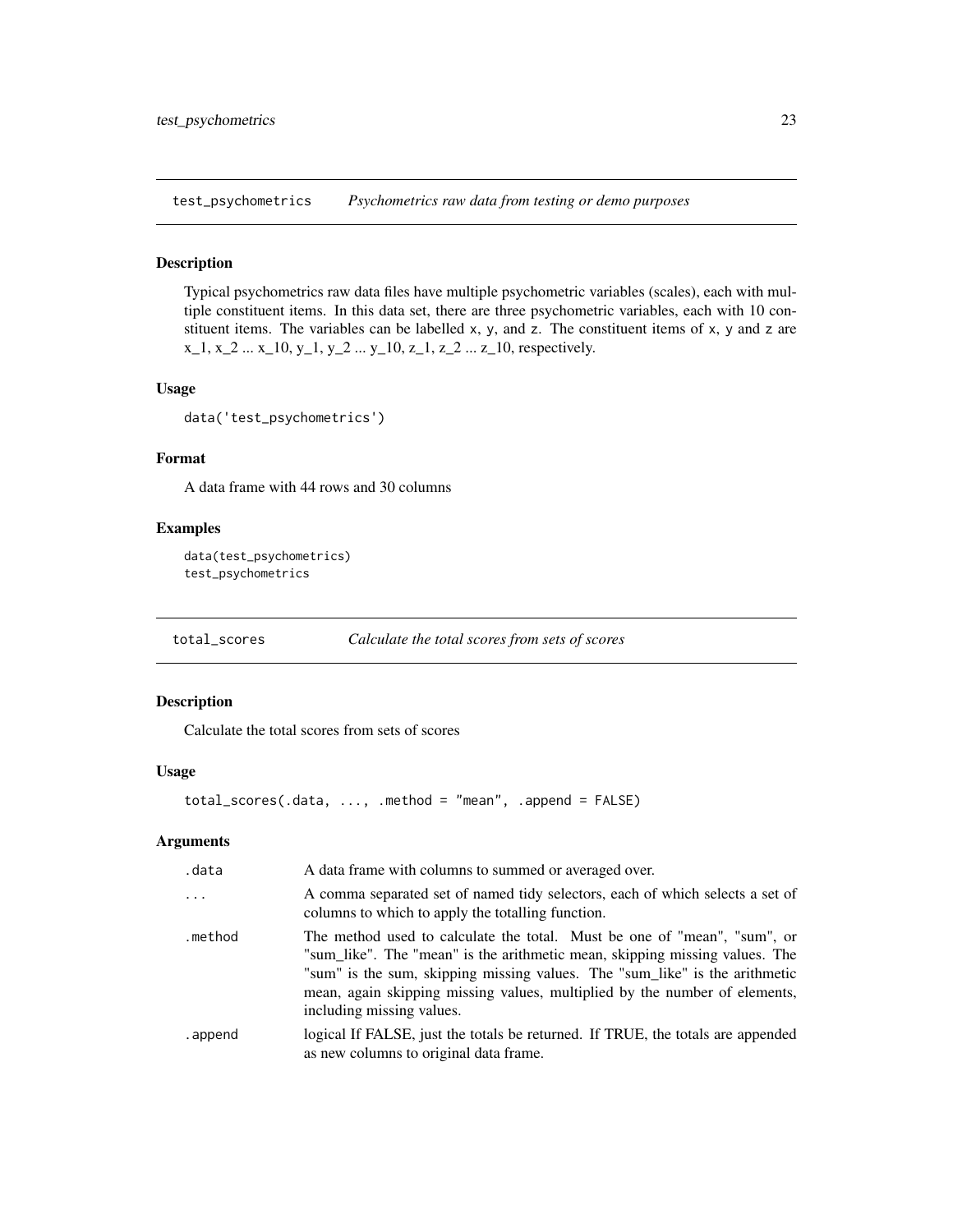## test_psychometrics — *Psychometrics raw data from testing or demo purposes*

### Description

Typical psychometrics raw data files have multiple psychometric variables (scales), each with multiple constituent items. In this data set, there are three psychometric variables, each with 10 constituent items. The variables can be labelled `x`, `y`, and `z`. The constituent items of `x`, `y` and `z` are x_1, x_2 ... x_10, y_1, y_2 ... y_10, z_1, z_2 ... z_10, respectively.

### Usage

```
data('test_psychometrics')
```

### Format

A data frame with 44 rows and 30 columns

### Examples

```
data(test_psychometrics)
test_psychometrics
```

## total_scores — *Calculate the total scores from sets of scores*

### Description

Calculate the total scores from sets of scores

### Usage

```
total_scores(.data, ..., .method = "mean", .append = FALSE)
```

### Arguments

| | |
|---|---|
| `.data` | A data frame with columns to summed or averaged over. |
| `...` | A comma separated set of named tidy selectors, each of which selects a set of columns to which to apply the totalling function. |
| `.method` | The method used to calculate the total. Must be one of "mean", "sum", or "sum_like". The "mean" is the arithmetic mean, skipping missing values. The "sum" is the sum, skipping missing values. The "sum_like" is the arithmetic mean, again skipping missing values, multiplied by the number of elements, including missing values. |
| `.append` | logical If FALSE, just the totals be returned. If TRUE, the totals are appended as new columns to original data frame. |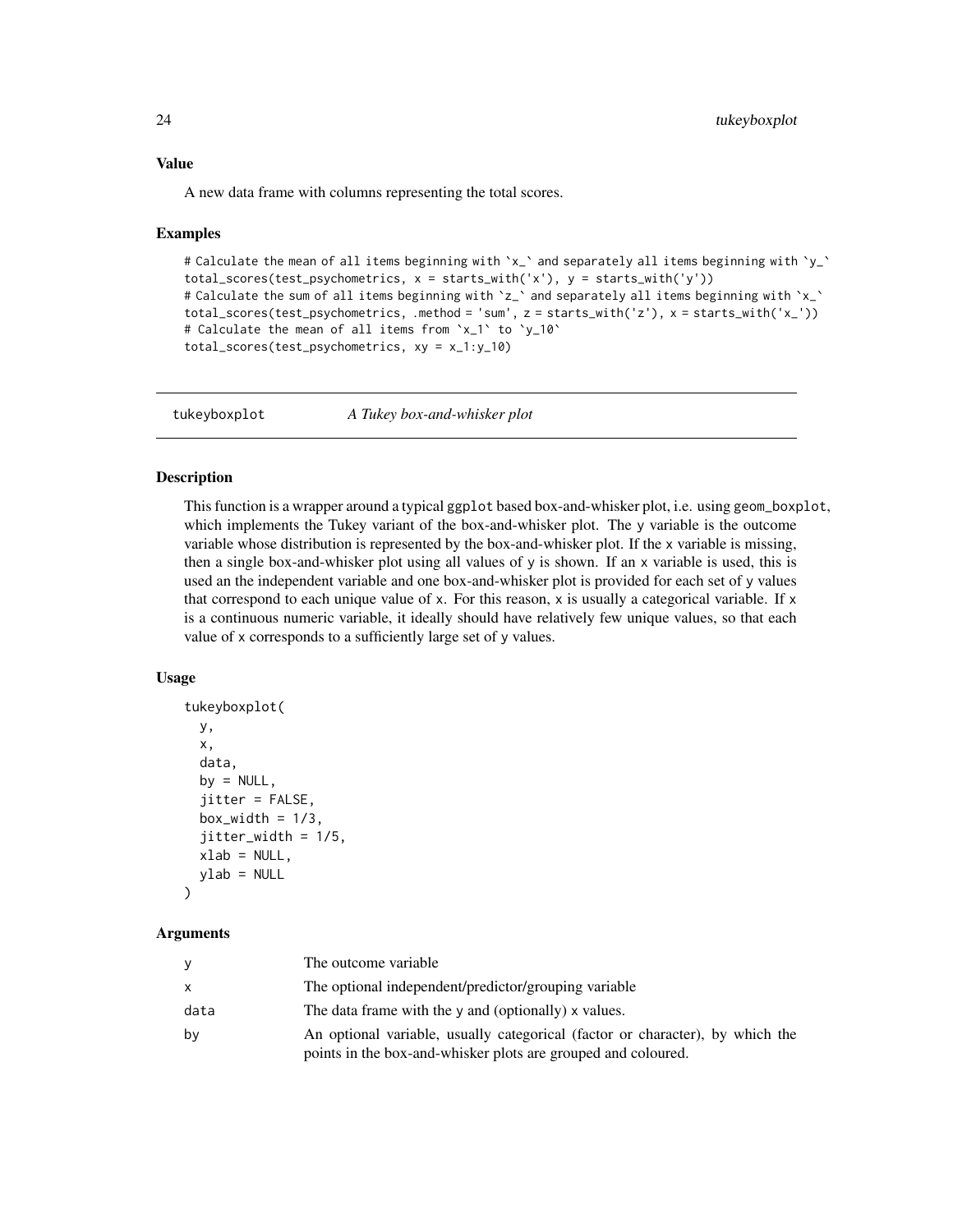### Value

A new data frame with columns representing the total scores.

### Examples

```
# Calculate the mean of all items beginning with `x_` and separately all items beginning with `y_`
total_scores(test_psychometrics, x = starts_with('x'), y = starts_with('y'))
# Calculate the sum of all items beginning with `z_` and separately all items beginning with `x_`
total_scores(test_psychometrics, .method = 'sum', z = starts_with('z'), x = starts_with('x_'))
# Calculate the mean of all items from `x_1` to `y_10`
total_scores(test_psychometrics, xy = x_1:y_10)
```

---

## tukeyboxplot    *A Tukey box-and-whisker plot*

---

### Description

This function is a wrapper around a typical ggplot based box-and-whisker plot, i.e. using geom_boxplot, which implements the Tukey variant of the box-and-whisker plot. The y variable is the outcome variable whose distribution is represented by the box-and-whisker plot. If the x variable is missing, then a single box-and-whisker plot using all values of y is shown. If an x variable is used, this is used an the independent variable and one box-and-whisker plot is provided for each set of y values that correspond to each unique value of x. For this reason, x is usually a categorical variable. If x is a continuous numeric variable, it ideally should have relatively few unique values, so that each value of x corresponds to a sufficiently large set of y values.

### Usage

```
tukeyboxplot(
  y,
  x,
  data,
  by = NULL,
  jitter = FALSE,
  box_width = 1/3,
  jitter_width = 1/5,
  xlab = NULL,
  ylab = NULL
)
```

### Arguments

| | |
|---|---|
| y | The outcome variable |
| x | The optional independent/predictor/grouping variable |
| data | The data frame with the y and (optionally) x values. |
| by | An optional variable, usually categorical (factor or character), by which the points in the box-and-whisker plots are grouped and coloured. |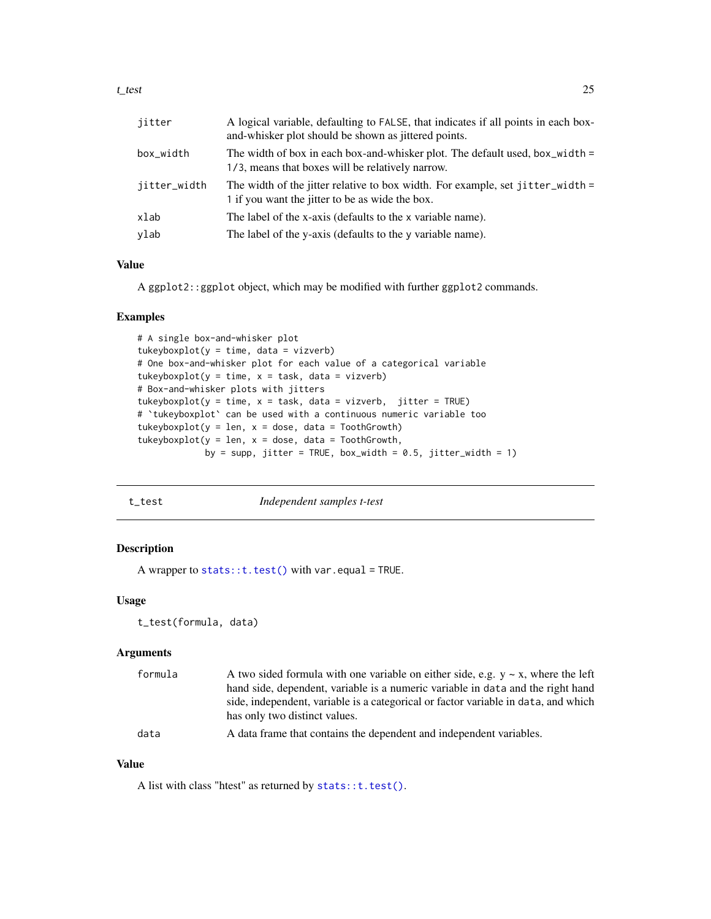| | |
|---|---|
| `jitter` | A logical variable, defaulting to `FALSE`, that indicates if all points in each box-and-whisker plot should be shown as jittered points. |
| `box_width` | The width of box in each box-and-whisker plot. The default used, `box_width = 1/3`, means that boxes will be relatively narrow. |
| `jitter_width` | The width of the jitter relative to box width. For example, set `jitter_width = 1` if you want the jitter to be as wide the box. |
| `xlab` | The label of the x-axis (defaults to the x variable name). |
| `ylab` | The label of the y-axis (defaults to the y variable name). |

### Value

A `ggplot2::ggplot` object, which may be modified with further `ggplot2` commands.

### Examples

```
# A single box-and-whisker plot
tukeyboxplot(y = time, data = vizverb)
# One box-and-whisker plot for each value of a categorical variable
tukeyboxplot(y = time, x = task, data = vizverb)
# Box-and-whisker plots with jitters
tukeyboxplot(y = time, x = task, data = vizverb,  jitter = TRUE)
# `tukeyboxplot` can be used with a continuous numeric variable too
tukeyboxplot(y = len, x = dose, data = ToothGrowth)
tukeyboxplot(y = len, x = dose, data = ToothGrowth,
             by = supp, jitter = TRUE, box_width = 0.5, jitter_width = 1)
```

---

## `t_test` — *Independent samples t-test*

---

### Description

A wrapper to `stats::t.test()` with `var.equal = TRUE`.

### Usage

```
t_test(formula, data)
```

### Arguments

| | |
|---|---|
| `formula` | A two sided formula with one variable on either side, e.g. y ~ x, where the left hand side, dependent, variable is a numeric variable in `data` and the right hand side, independent, variable is a categorical or factor variable in `data`, and which has only two distinct values. |
| `data` | A data frame that contains the dependent and independent variables. |

### Value

A list with class "htest" as returned by `stats::t.test()`.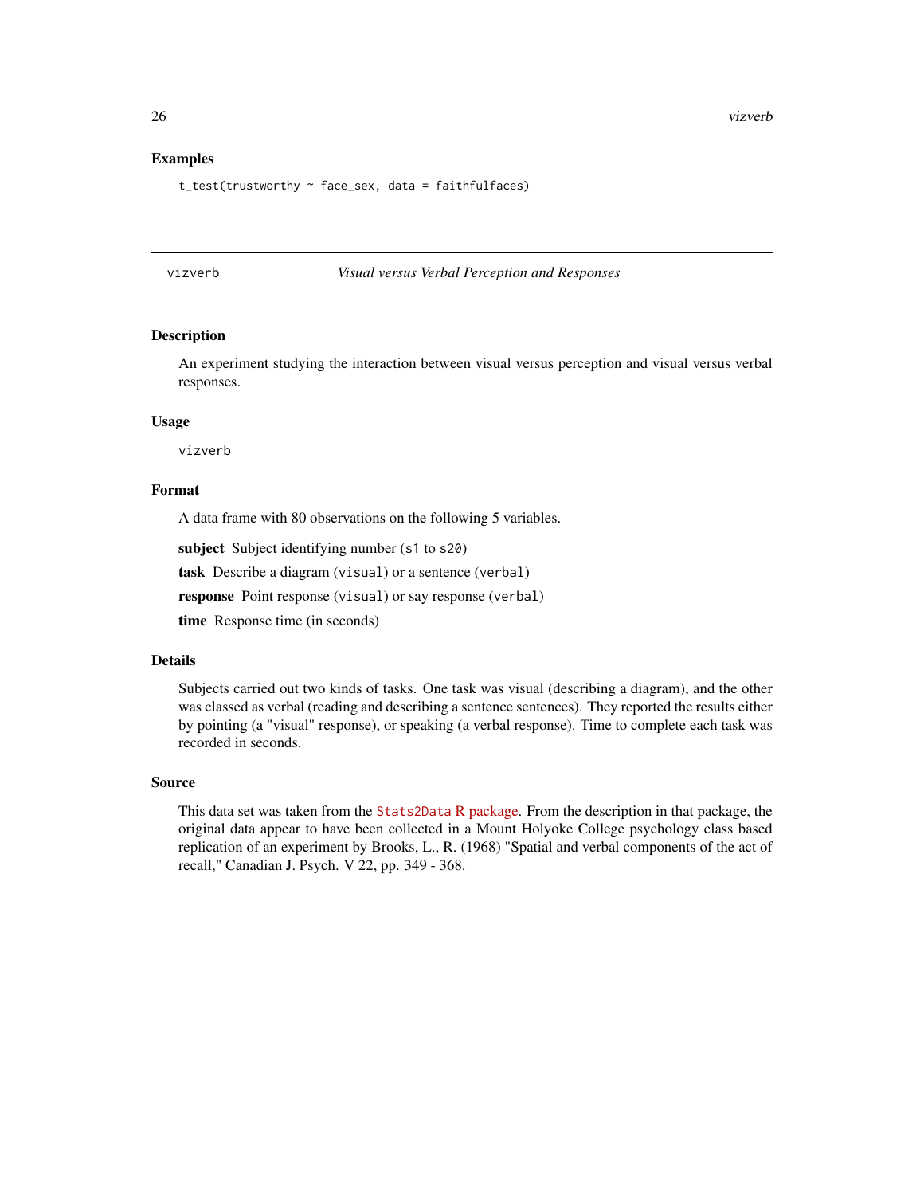## Examples

```
t_test(trustworthy ~ face_sex, data = faithfulfaces)
```

---

# vizverb — *Visual versus Verbal Perception and Responses*

## Description

An experiment studying the interaction between visual versus perception and visual versus verbal responses.

## Usage

```
vizverb
```

## Format

A data frame with 80 observations on the following 5 variables.

**subject** Subject identifying number (`s1` to `s20`)

**task** Describe a diagram (`visual`) or a sentence (`verbal`)

**response** Point response (`visual`) or say response (`verbal`)

**time** Response time (in seconds)

## Details

Subjects carried out two kinds of tasks. One task was visual (describing a diagram), and the other was classed as verbal (reading and describing a sentence sentences). They reported the results either by pointing (a "visual" response), or speaking (a verbal response). Time to complete each task was recorded in seconds.

## Source

This data set was taken from the `Stats2Data` R package. From the description in that package, the original data appear to have been collected in a Mount Holyoke College psychology class based replication of an experiment by Brooks, L., R. (1968) "Spatial and verbal components of the act of recall," Canadian J. Psych. V 22, pp. 349 - 368.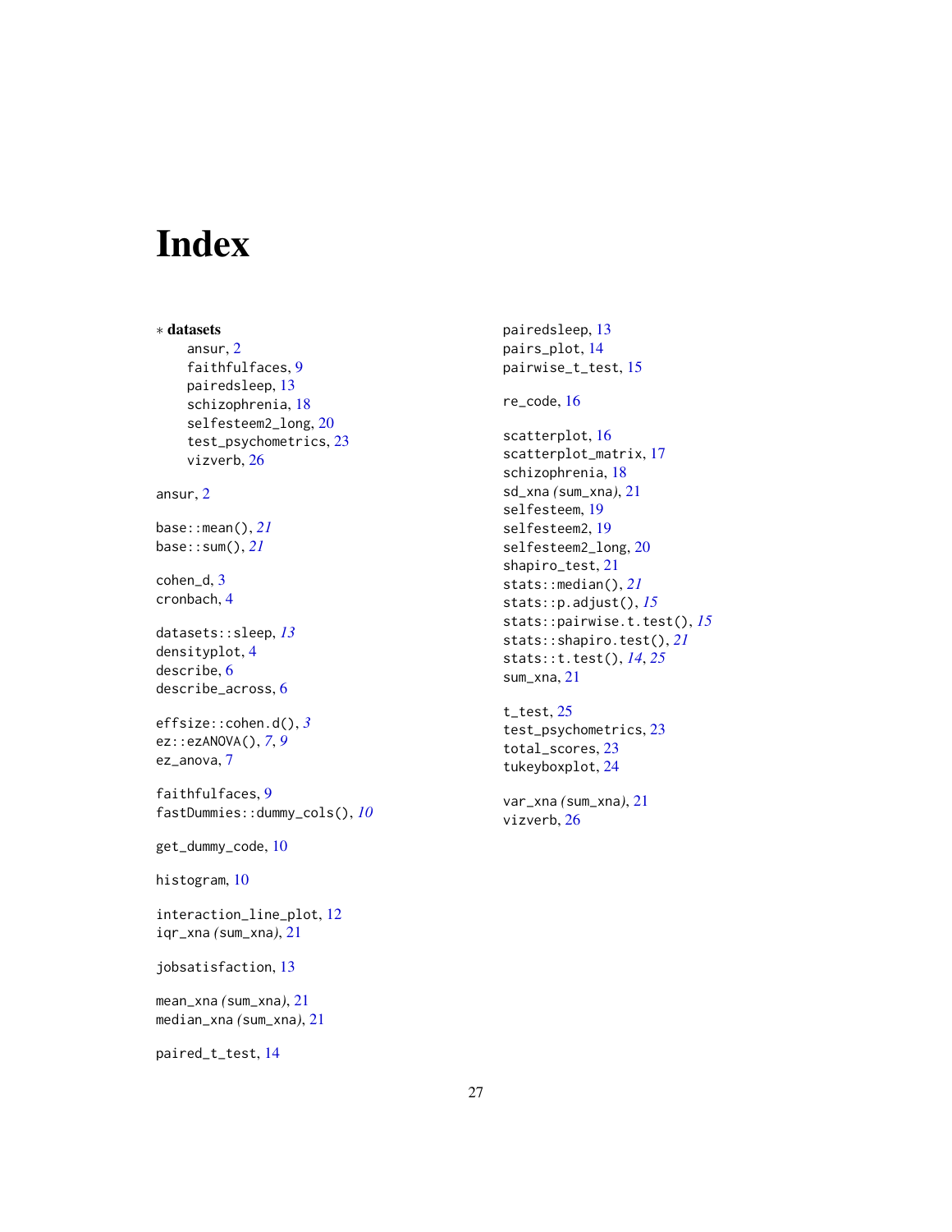# Index

∗ **datasets**

- ansur, 2
- faithfulfaces, 9
- pairedsleep, 13
- schizophrenia, 18
- selfesteem2_long, 20
- test_psychometrics, 23
- vizverb, 26

ansur, 2

base::mean(), *21*
base::sum(), *21*

cohen_d, 3
cronbach, 4

datasets::sleep, *13*
densityplot, 4
describe, 6
describe_across, 6

effsize::cohen.d(), *3*
ez::ezANOVA(), *7*, *9*
ez_anova, 7

faithfulfaces, 9
fastDummies::dummy_cols(), *10*

get_dummy_code, 10

histogram, 10

interaction_line_plot, 12
iqr_xna *(*sum_xna*)*, 21

jobsatisfaction, 13

mean_xna *(*sum_xna*)*, 21
median_xna *(*sum_xna*)*, 21

paired_t_test, 14
pairedsleep, 13
pairs_plot, 14
pairwise_t_test, 15

re_code, 16

scatterplot, 16
scatterplot_matrix, 17
schizophrenia, 18
sd_xna *(*sum_xna*)*, 21
selfesteem, 19
selfesteem2, 19
selfesteem2_long, 20
shapiro_test, 21
stats::median(), *21*
stats::p.adjust(), *15*
stats::pairwise.t.test(), *15*
stats::shapiro.test(), *21*
stats::t.test(), *14*, *25*
sum_xna, 21

t_test, 25
test_psychometrics, 23
total_scores, 23
tukeyboxplot, 24

var_xna *(*sum_xna*)*, 21
vizverb, 26